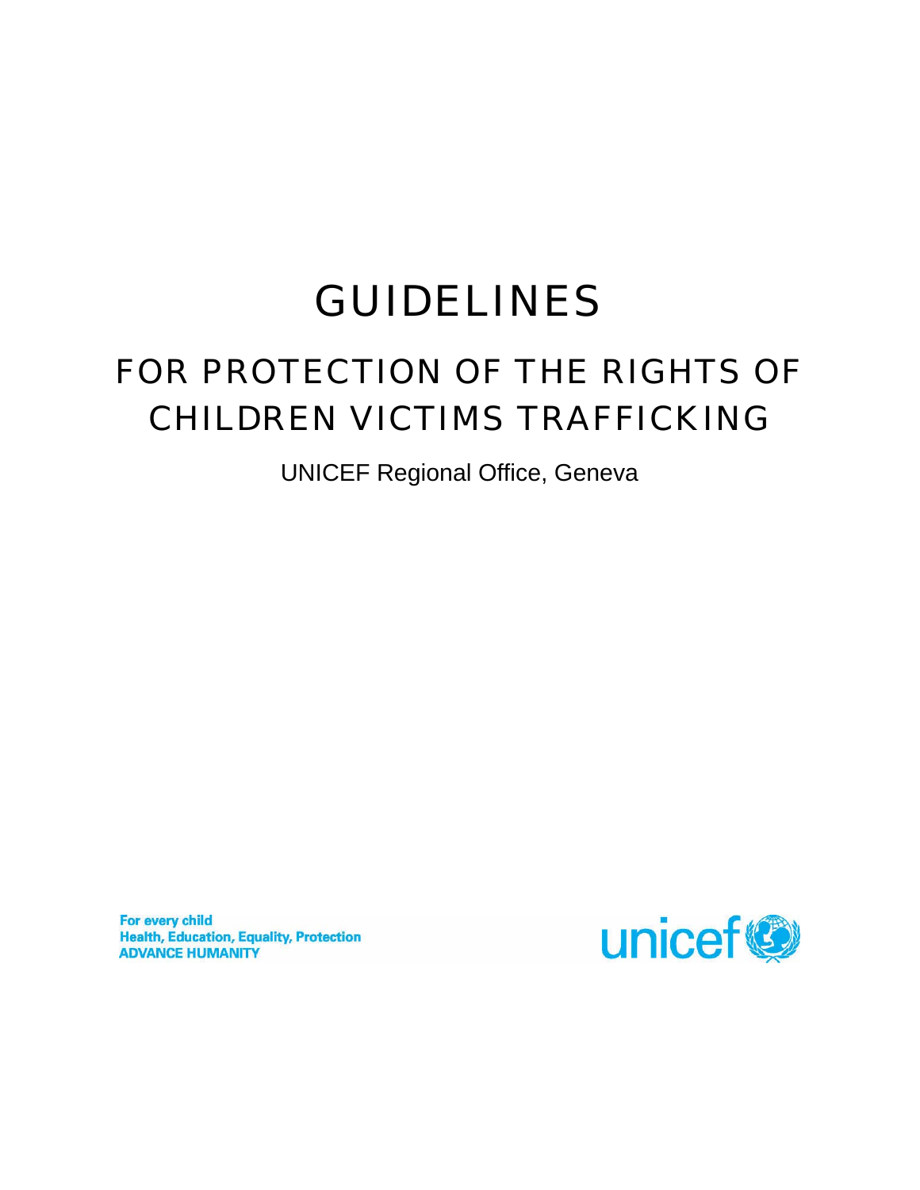# GUIDELINES

## FOR PROTECTION OF THE RIGHTS OF CHILDREN VICTIMS TRAFFICKING

UNICEF Regional Office, Geneva

**For every child**
**Health, Education, Equality, Protection**
**ADVANCE HUMANITY**

unicef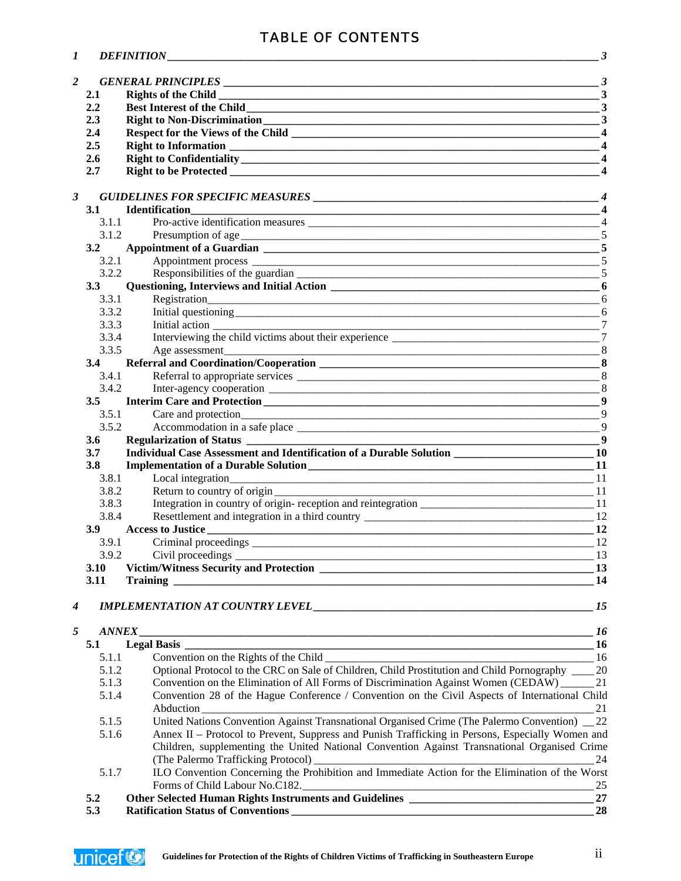# TABLE OF CONTENTS

| | | |
|---|---|---|
| ***1*** | ***DEFINITION*** | ***3*** |
| ***2*** | ***GENERAL PRINCIPLES*** | ***3*** |
| **2.1** | **Rights of the Child** | **3** |
| **2.2** | **Best Interest of the Child** | **3** |
| **2.3** | **Right to Non-Discrimination** | **3** |
| **2.4** | **Respect for the Views of the Child** | **4** |
| **2.5** | **Right to Information** | **4** |
| **2.6** | **Right to Confidentiality** | **4** |
| **2.7** | **Right to be Protected** | **4** |
| ***3*** | ***GUIDELINES FOR SPECIFIC MEASURES*** | ***4*** |
| **3.1** | **Identification** | **4** |
| 3.1.1 | Pro-active identification measures | 4 |
| 3.1.2 | Presumption of age | 5 |
| **3.2** | **Appointment of a Guardian** | **5** |
| 3.2.1 | Appointment process | 5 |
| 3.2.2 | Responsibilities of the guardian | 5 |
| **3.3** | **Questioning, Interviews and Initial Action** | **6** |
| 3.3.1 | Registration | 6 |
| 3.3.2 | Initial questioning | 6 |
| 3.3.3 | Initial action | 7 |
| 3.3.4 | Interviewing the child victims about their experience | 7 |
| 3.3.5 | Age assessment | 8 |
| **3.4** | **Referral and Coordination/Cooperation** | **8** |
| 3.4.1 | Referral to appropriate services | 8 |
| 3.4.2 | Inter-agency cooperation | 8 |
| **3.5** | **Interim Care and Protection** | **9** |
| 3.5.1 | Care and protection | 9 |
| 3.5.2 | Accommodation in a safe place | 9 |
| **3.6** | **Regularization of Status** | **9** |
| **3.7** | **Individual Case Assessment and Identification of a Durable Solution** | **10** |
| **3.8** | **Implementation of a Durable Solution** | **11** |
| 3.8.1 | Local integration | 11 |
| 3.8.2 | Return to country of origin | 11 |
| 3.8.3 | Integration in country of origin- reception and reintegration | 11 |
| 3.8.4 | Resettlement and integration in a third country | 12 |
| **3.9** | **Access to Justice** | **12** |
| 3.9.1 | Criminal proceedings | 12 |
| 3.9.2 | Civil proceedings | 13 |
| **3.10** | **Victim/Witness Security and Protection** | **13** |
| **3.11** | **Training** | **14** |
| ***4*** | ***IMPLEMENTATION AT COUNTRY LEVEL*** | ***15*** |
| ***5*** | ***ANNEX*** | ***16*** |
| **5.1** | **Legal Basis** | **16** |
| 5.1.1 | Convention on the Rights of the Child | 16 |
| 5.1.2 | Optional Protocol to the CRC on Sale of Children, Child Prostitution and Child Pornography | 20 |
| 5.1.3 | Convention on the Elimination of All Forms of Discrimination Against Women (CEDAW) | 21 |
| 5.1.4 | Convention 28 of the Hague Conference / Convention on the Civil Aspects of International Child Abduction | 21 |
| 5.1.5 | United Nations Convention Against Transnational Organised Crime (The Palermo Convention) | 22 |
| 5.1.6 | Annex II – Protocol to Prevent, Suppress and Punish Trafficking in Persons, Especially Women and Children, supplementing the United National Convention Against Transnational Organised Crime (The Palermo Trafficking Protocol) | 24 |
| 5.1.7 | ILO Convention Concerning the Prohibition and Immediate Action for the Elimination of the Worst Forms of Child Labour No.C182. | 25 |
| **5.2** | **Other Selected Human Rights Instruments and Guidelines** | **27** |
| **5.3** | **Ratification Status of Conventions** | **28** |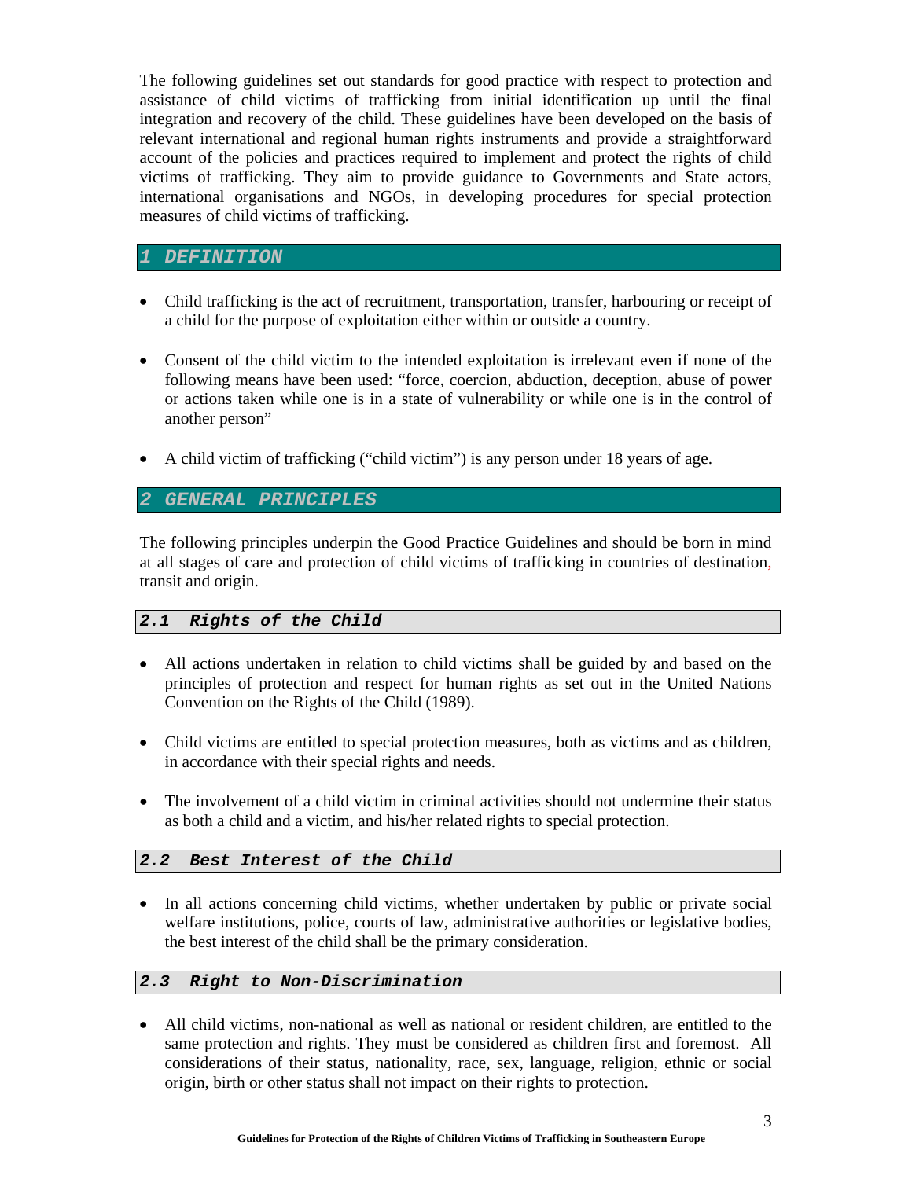The following guidelines set out standards for good practice with respect to protection and assistance of child victims of trafficking from initial identification up until the final integration and recovery of the child. These guidelines have been developed on the basis of relevant international and regional human rights instruments and provide a straightforward account of the policies and practices required to implement and protect the rights of child victims of trafficking. They aim to provide guidance to Governments and State actors, international organisations and NGOs, in developing procedures for special protection measures of child victims of trafficking.

# 1 DEFINITION

- Child trafficking is the act of recruitment, transportation, transfer, harbouring or receipt of a child for the purpose of exploitation either within or outside a country.

- Consent of the child victim to the intended exploitation is irrelevant even if none of the following means have been used: "force, coercion, abduction, deception, abuse of power or actions taken while one is in a state of vulnerability or while one is in the control of another person"

- A child victim of trafficking ("child victim") is any person under 18 years of age.

# 2 GENERAL PRINCIPLES

The following principles underpin the Good Practice Guidelines and should be born in mind at all stages of care and protection of child victims of trafficking in countries of destination, transit and origin.

## 2.1 Rights of the Child

- All actions undertaken in relation to child victims shall be guided by and based on the principles of protection and respect for human rights as set out in the United Nations Convention on the Rights of the Child (1989).

- Child victims are entitled to special protection measures, both as victims and as children, in accordance with their special rights and needs.

- The involvement of a child victim in criminal activities should not undermine their status as both a child and a victim, and his/her related rights to special protection.

## 2.2 Best Interest of the Child

- In all actions concerning child victims, whether undertaken by public or private social welfare institutions, police, courts of law, administrative authorities or legislative bodies, the best interest of the child shall be the primary consideration.

## 2.3 Right to Non-Discrimination

- All child victims, non-national as well as national or resident children, are entitled to the same protection and rights. They must be considered as children first and foremost. All considerations of their status, nationality, race, sex, language, religion, ethnic or social origin, birth or other status shall not impact on their rights to protection.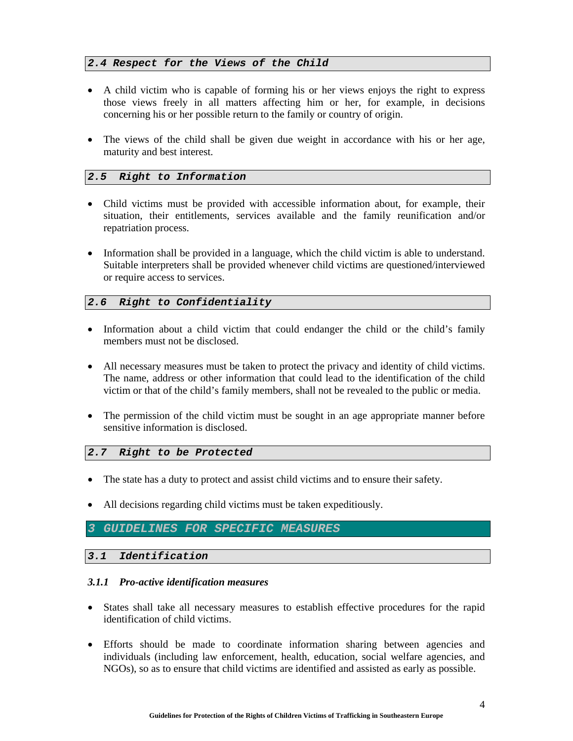### 2.4 Respect for the Views of the Child

- A child victim who is capable of forming his or her views enjoys the right to express those views freely in all matters affecting him or her, for example, in decisions concerning his or her possible return to the family or country of origin.

- The views of the child shall be given due weight in accordance with his or her age, maturity and best interest.

### 2.5 Right to Information

- Child victims must be provided with accessible information about, for example, their situation, their entitlements, services available and the family reunification and/or repatriation process.

- Information shall be provided in a language, which the child victim is able to understand. Suitable interpreters shall be provided whenever child victims are questioned/interviewed or require access to services.

### 2.6 Right to Confidentiality

- Information about a child victim that could endanger the child or the child's family members must not be disclosed.

- All necessary measures must be taken to protect the privacy and identity of child victims. The name, address or other information that could lead to the identification of the child victim or that of the child's family members, shall not be revealed to the public or media.

- The permission of the child victim must be sought in an age appropriate manner before sensitive information is disclosed.

### 2.7 Right to be Protected

- The state has a duty to protect and assist child victims and to ensure their safety.

- All decisions regarding child victims must be taken expeditiously.

## 3 GUIDELINES FOR SPECIFIC MEASURES

### 3.1 Identification

#### *3.1.1 Pro-active identification measures*

- States shall take all necessary measures to establish effective procedures for the rapid identification of child victims.

- Efforts should be made to coordinate information sharing between agencies and individuals (including law enforcement, health, education, social welfare agencies, and NGOs), so as to ensure that child victims are identified and assisted as early as possible.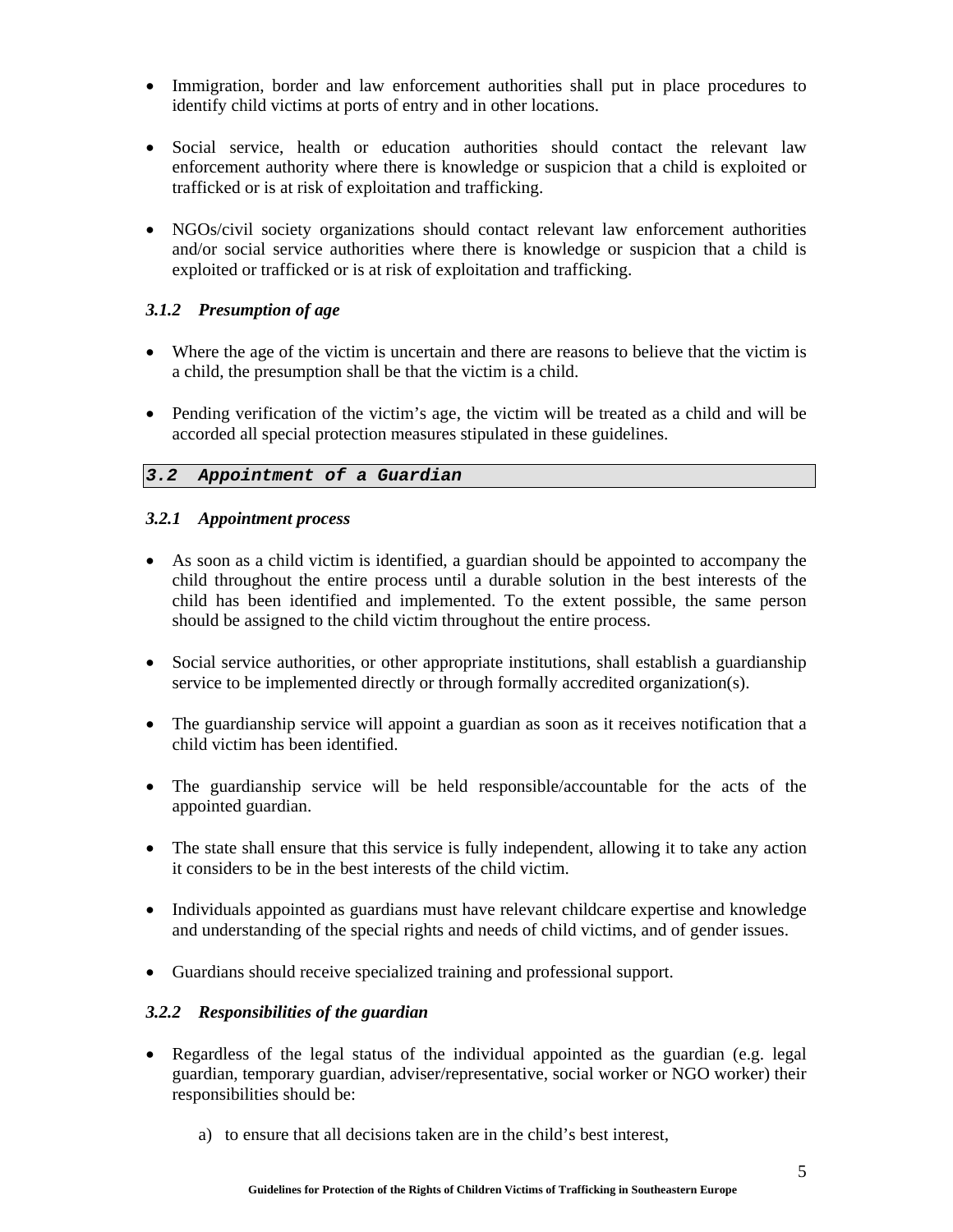- Immigration, border and law enforcement authorities shall put in place procedures to identify child victims at ports of entry and in other locations.

- Social service, health or education authorities should contact the relevant law enforcement authority where there is knowledge or suspicion that a child is exploited or trafficked or is at risk of exploitation and trafficking.

- NGOs/civil society organizations should contact relevant law enforcement authorities and/or social service authorities where there is knowledge or suspicion that a child is exploited or trafficked or is at risk of exploitation and trafficking.

#### *3.1.2 Presumption of age*

- Where the age of the victim is uncertain and there are reasons to believe that the victim is a child, the presumption shall be that the victim is a child.

- Pending verification of the victim's age, the victim will be treated as a child and will be accorded all special protection measures stipulated in these guidelines.

### *3.2 Appointment of a Guardian*

#### *3.2.1 Appointment process*

- As soon as a child victim is identified, a guardian should be appointed to accompany the child throughout the entire process until a durable solution in the best interests of the child has been identified and implemented. To the extent possible, the same person should be assigned to the child victim throughout the entire process.

- Social service authorities, or other appropriate institutions, shall establish a guardianship service to be implemented directly or through formally accredited organization(s).

- The guardianship service will appoint a guardian as soon as it receives notification that a child victim has been identified.

- The guardianship service will be held responsible/accountable for the acts of the appointed guardian.

- The state shall ensure that this service is fully independent, allowing it to take any action it considers to be in the best interests of the child victim.

- Individuals appointed as guardians must have relevant childcare expertise and knowledge and understanding of the special rights and needs of child victims, and of gender issues.

- Guardians should receive specialized training and professional support.

#### *3.2.2 Responsibilities of the guardian*

- Regardless of the legal status of the individual appointed as the guardian (e.g. legal guardian, temporary guardian, adviser/representative, social worker or NGO worker) their responsibilities should be:

  a) to ensure that all decisions taken are in the child's best interest,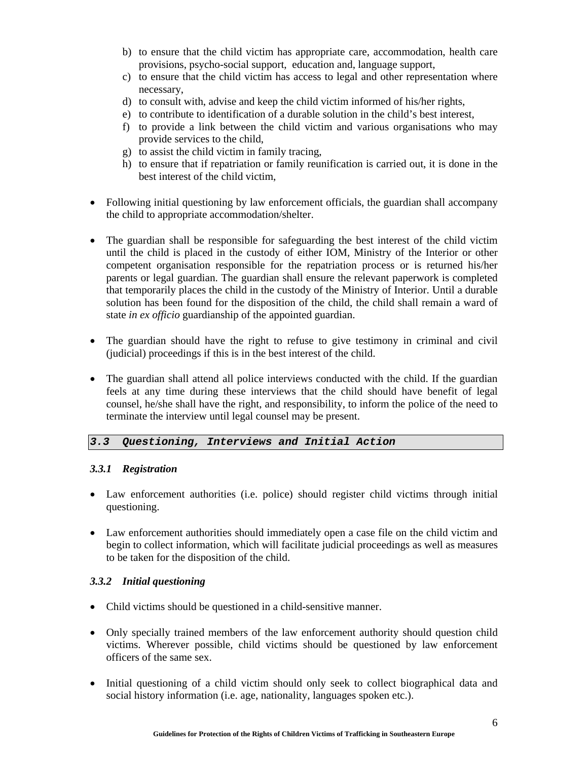b) to ensure that the child victim has appropriate care, accommodation, health care provisions, psycho-social support, education and, language support,
c) to ensure that the child victim has access to legal and other representation where necessary,
d) to consult with, advise and keep the child victim informed of his/her rights,
e) to contribute to identification of a durable solution in the child's best interest,
f) to provide a link between the child victim and various organisations who may provide services to the child,
g) to assist the child victim in family tracing,
h) to ensure that if repatriation or family reunification is carried out, it is done in the best interest of the child victim,

- Following initial questioning by law enforcement officials, the guardian shall accompany the child to appropriate accommodation/shelter.

- The guardian shall be responsible for safeguarding the best interest of the child victim until the child is placed in the custody of either IOM, Ministry of the Interior or other competent organisation responsible for the repatriation process or is returned his/her parents or legal guardian. The guardian shall ensure the relevant paperwork is completed that temporarily places the child in the custody of the Ministry of Interior. Until a durable solution has been found for the disposition of the child, the child shall remain a ward of state *in ex officio* guardianship of the appointed guardian.

- The guardian should have the right to refuse to give testimony in criminal and civil (judicial) proceedings if this is in the best interest of the child.

- The guardian shall attend all police interviews conducted with the child. If the guardian feels at any time during these interviews that the child should have benefit of legal counsel, he/she shall have the right, and responsibility, to inform the police of the need to terminate the interview until legal counsel may be present.

## 3.3 Questioning, Interviews and Initial Action

### *3.3.1 Registration*

- Law enforcement authorities (i.e. police) should register child victims through initial questioning.

- Law enforcement authorities should immediately open a case file on the child victim and begin to collect information, which will facilitate judicial proceedings as well as measures to be taken for the disposition of the child.

### *3.3.2 Initial questioning*

- Child victims should be questioned in a child-sensitive manner.

- Only specially trained members of the law enforcement authority should question child victims. Wherever possible, child victims should be questioned by law enforcement officers of the same sex.

- Initial questioning of a child victim should only seek to collect biographical data and social history information (i.e. age, nationality, languages spoken etc.).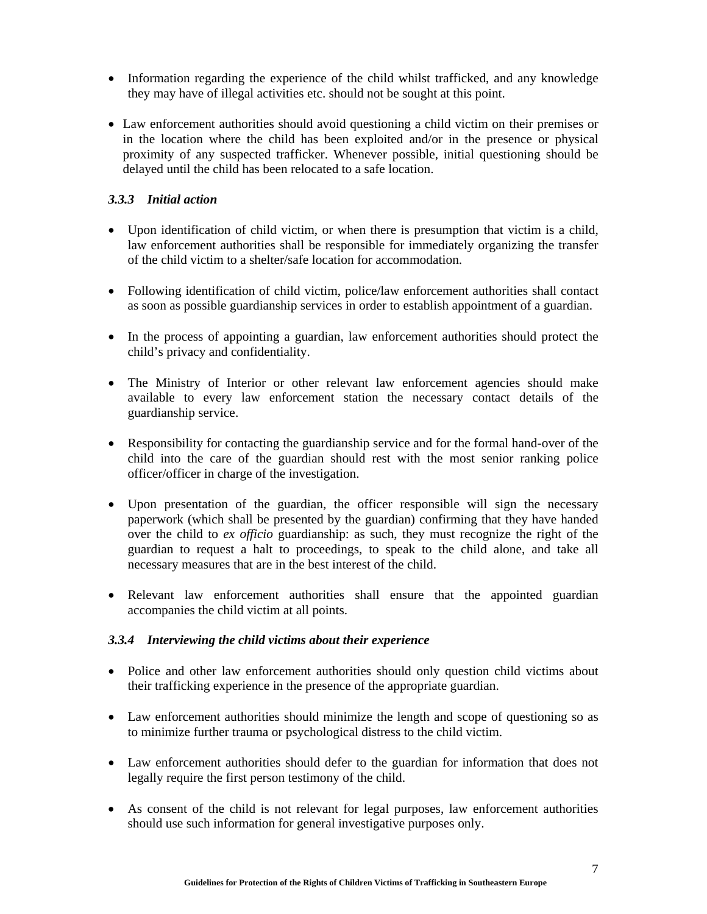- Information regarding the experience of the child whilst trafficked, and any knowledge they may have of illegal activities etc. should not be sought at this point.

- Law enforcement authorities should avoid questioning a child victim on their premises or in the location where the child has been exploited and/or in the presence or physical proximity of any suspected trafficker. Whenever possible, initial questioning should be delayed until the child has been relocated to a safe location.

### *3.3.3 Initial action*

- Upon identification of child victim, or when there is presumption that victim is a child, law enforcement authorities shall be responsible for immediately organizing the transfer of the child victim to a shelter/safe location for accommodation.

- Following identification of child victim, police/law enforcement authorities shall contact as soon as possible guardianship services in order to establish appointment of a guardian.

- In the process of appointing a guardian, law enforcement authorities should protect the child's privacy and confidentiality.

- The Ministry of Interior or other relevant law enforcement agencies should make available to every law enforcement station the necessary contact details of the guardianship service.

- Responsibility for contacting the guardianship service and for the formal hand-over of the child into the care of the guardian should rest with the most senior ranking police officer/officer in charge of the investigation.

- Upon presentation of the guardian, the officer responsible will sign the necessary paperwork (which shall be presented by the guardian) confirming that they have handed over the child to *ex officio* guardianship: as such, they must recognize the right of the guardian to request a halt to proceedings, to speak to the child alone, and take all necessary measures that are in the best interest of the child.

- Relevant law enforcement authorities shall ensure that the appointed guardian accompanies the child victim at all points.

### *3.3.4 Interviewing the child victims about their experience*

- Police and other law enforcement authorities should only question child victims about their trafficking experience in the presence of the appropriate guardian.

- Law enforcement authorities should minimize the length and scope of questioning so as to minimize further trauma or psychological distress to the child victim.

- Law enforcement authorities should defer to the guardian for information that does not legally require the first person testimony of the child.

- As consent of the child is not relevant for legal purposes, law enforcement authorities should use such information for general investigative purposes only.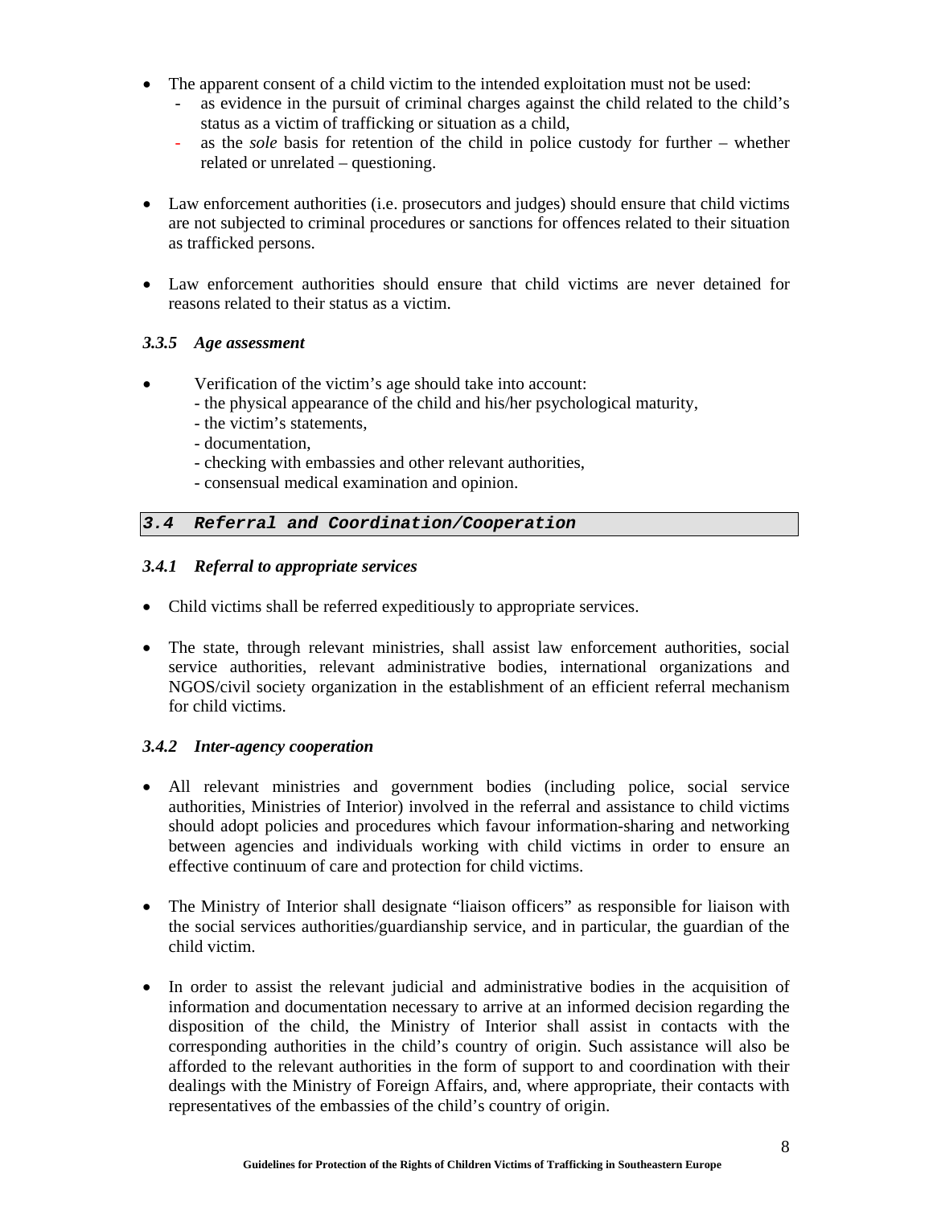- The apparent consent of a child victim to the intended exploitation must not be used:
  - as evidence in the pursuit of criminal charges against the child related to the child's status as a victim of trafficking or situation as a child,
  - as the *sole* basis for retention of the child in police custody for further – whether related or unrelated – questioning.

- Law enforcement authorities (i.e. prosecutors and judges) should ensure that child victims are not subjected to criminal procedures or sanctions for offences related to their situation as trafficked persons.

- Law enforcement authorities should ensure that child victims are never detained for reasons related to their status as a victim.

### *3.3.5 Age assessment*

- Verification of the victim's age should take into account:
  - the physical appearance of the child and his/her psychological maturity,
  - the victim's statements,
  - documentation,
  - checking with embassies and other relevant authorities,
  - consensual medical examination and opinion.

## *3.4 Referral and Coordination/Cooperation*

### *3.4.1 Referral to appropriate services*

- Child victims shall be referred expeditiously to appropriate services.

- The state, through relevant ministries, shall assist law enforcement authorities, social service authorities, relevant administrative bodies, international organizations and NGOS/civil society organization in the establishment of an efficient referral mechanism for child victims.

### *3.4.2 Inter-agency cooperation*

- All relevant ministries and government bodies (including police, social service authorities, Ministries of Interior) involved in the referral and assistance to child victims should adopt policies and procedures which favour information-sharing and networking between agencies and individuals working with child victims in order to ensure an effective continuum of care and protection for child victims.

- The Ministry of Interior shall designate "liaison officers" as responsible for liaison with the social services authorities/guardianship service, and in particular, the guardian of the child victim.

- In order to assist the relevant judicial and administrative bodies in the acquisition of information and documentation necessary to arrive at an informed decision regarding the disposition of the child, the Ministry of Interior shall assist in contacts with the corresponding authorities in the child's country of origin. Such assistance will also be afforded to the relevant authorities in the form of support to and coordination with their dealings with the Ministry of Foreign Affairs, and, where appropriate, their contacts with representatives of the embassies of the child's country of origin.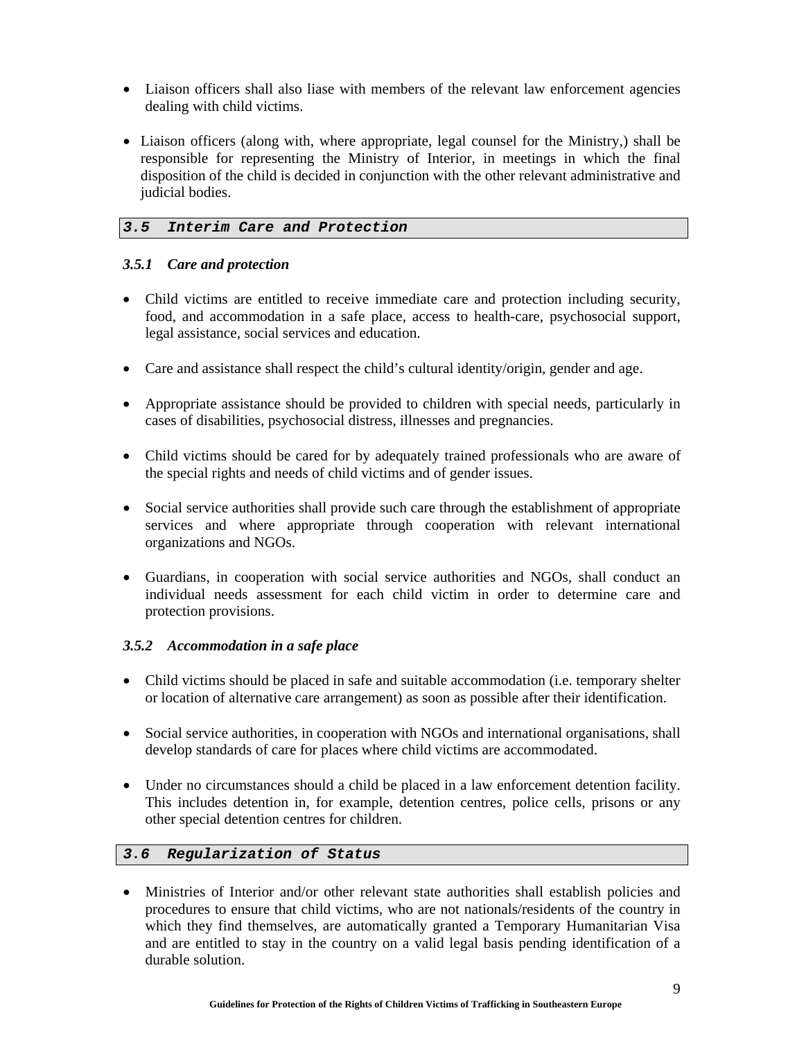- Liaison officers shall also liase with members of the relevant law enforcement agencies dealing with child victims.

- Liaison officers (along with, where appropriate, legal counsel for the Ministry,) shall be responsible for representing the Ministry of Interior, in meetings in which the final disposition of the child is decided in conjunction with the other relevant administrative and judicial bodies.

## 3.5 Interim Care and Protection

### *3.5.1 Care and protection*

- Child victims are entitled to receive immediate care and protection including security, food, and accommodation in a safe place, access to health-care, psychosocial support, legal assistance, social services and education.

- Care and assistance shall respect the child's cultural identity/origin, gender and age.

- Appropriate assistance should be provided to children with special needs, particularly in cases of disabilities, psychosocial distress, illnesses and pregnancies.

- Child victims should be cared for by adequately trained professionals who are aware of the special rights and needs of child victims and of gender issues.

- Social service authorities shall provide such care through the establishment of appropriate services and where appropriate through cooperation with relevant international organizations and NGOs.

- Guardians, in cooperation with social service authorities and NGOs, shall conduct an individual needs assessment for each child victim in order to determine care and protection provisions.

### *3.5.2 Accommodation in a safe place*

- Child victims should be placed in safe and suitable accommodation (i.e. temporary shelter or location of alternative care arrangement) as soon as possible after their identification.

- Social service authorities, in cooperation with NGOs and international organisations, shall develop standards of care for places where child victims are accommodated.

- Under no circumstances should a child be placed in a law enforcement detention facility. This includes detention in, for example, detention centres, police cells, prisons or any other special detention centres for children.

## 3.6 Regularization of Status

- Ministries of Interior and/or other relevant state authorities shall establish policies and procedures to ensure that child victims, who are not nationals/residents of the country in which they find themselves, are automatically granted a Temporary Humanitarian Visa and are entitled to stay in the country on a valid legal basis pending identification of a durable solution.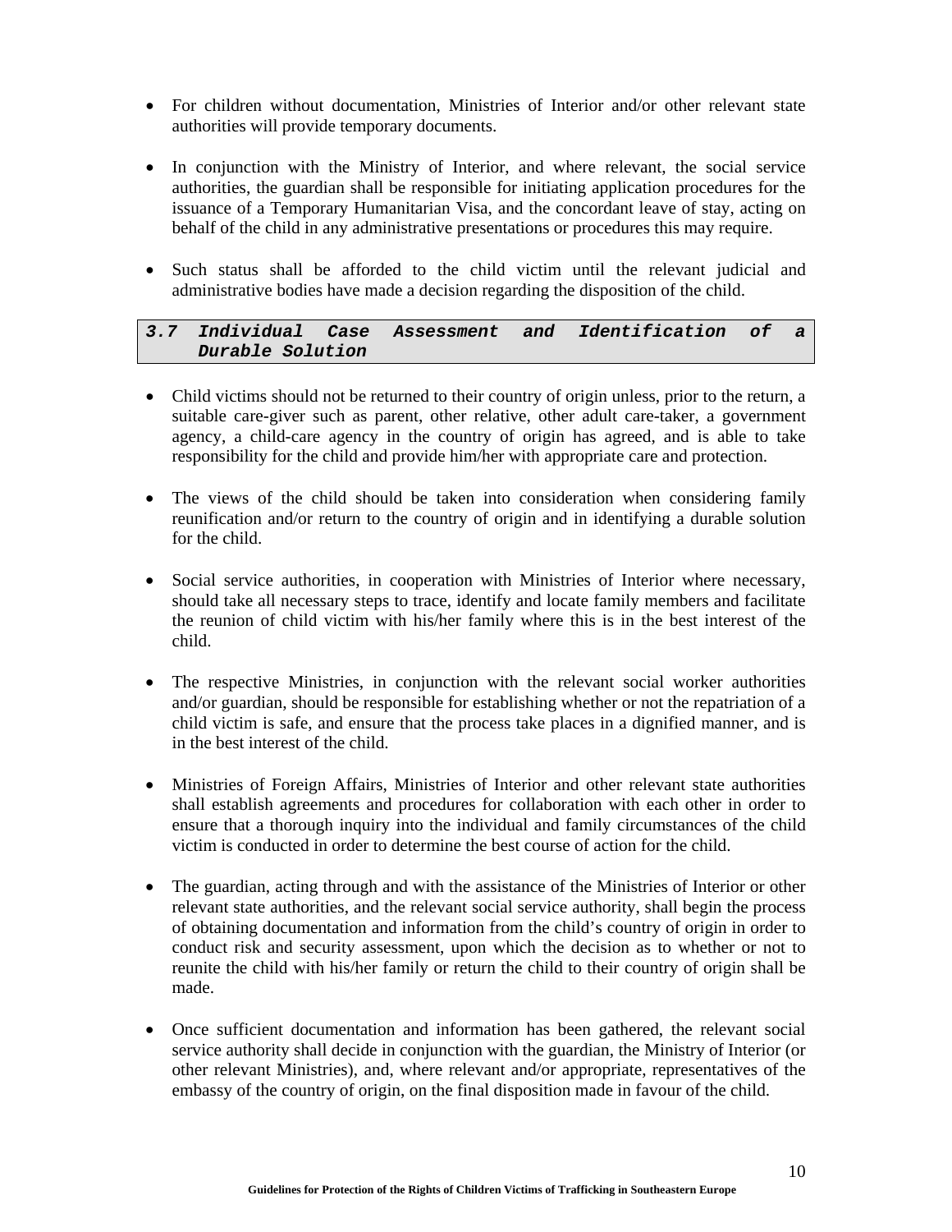- For children without documentation, Ministries of Interior and/or other relevant state authorities will provide temporary documents.

- In conjunction with the Ministry of Interior, and where relevant, the social service authorities, the guardian shall be responsible for initiating application procedures for the issuance of a Temporary Humanitarian Visa, and the concordant leave of stay, acting on behalf of the child in any administrative presentations or procedures this may require.

- Such status shall be afforded to the child victim until the relevant judicial and administrative bodies have made a decision regarding the disposition of the child.

### *3.7 Individual Case Assessment and Identification of a Durable Solution*

- Child victims should not be returned to their country of origin unless, prior to the return, a suitable care-giver such as parent, other relative, other adult care-taker, a government agency, a child-care agency in the country of origin has agreed, and is able to take responsibility for the child and provide him/her with appropriate care and protection.

- The views of the child should be taken into consideration when considering family reunification and/or return to the country of origin and in identifying a durable solution for the child.

- Social service authorities, in cooperation with Ministries of Interior where necessary, should take all necessary steps to trace, identify and locate family members and facilitate the reunion of child victim with his/her family where this is in the best interest of the child.

- The respective Ministries, in conjunction with the relevant social worker authorities and/or guardian, should be responsible for establishing whether or not the repatriation of a child victim is safe, and ensure that the process take places in a dignified manner, and is in the best interest of the child.

- Ministries of Foreign Affairs, Ministries of Interior and other relevant state authorities shall establish agreements and procedures for collaboration with each other in order to ensure that a thorough inquiry into the individual and family circumstances of the child victim is conducted in order to determine the best course of action for the child.

- The guardian, acting through and with the assistance of the Ministries of Interior or other relevant state authorities, and the relevant social service authority, shall begin the process of obtaining documentation and information from the child's country of origin in order to conduct risk and security assessment, upon which the decision as to whether or not to reunite the child with his/her family or return the child to their country of origin shall be made.

- Once sufficient documentation and information has been gathered, the relevant social service authority shall decide in conjunction with the guardian, the Ministry of Interior (or other relevant Ministries), and, where relevant and/or appropriate, representatives of the embassy of the country of origin, on the final disposition made in favour of the child.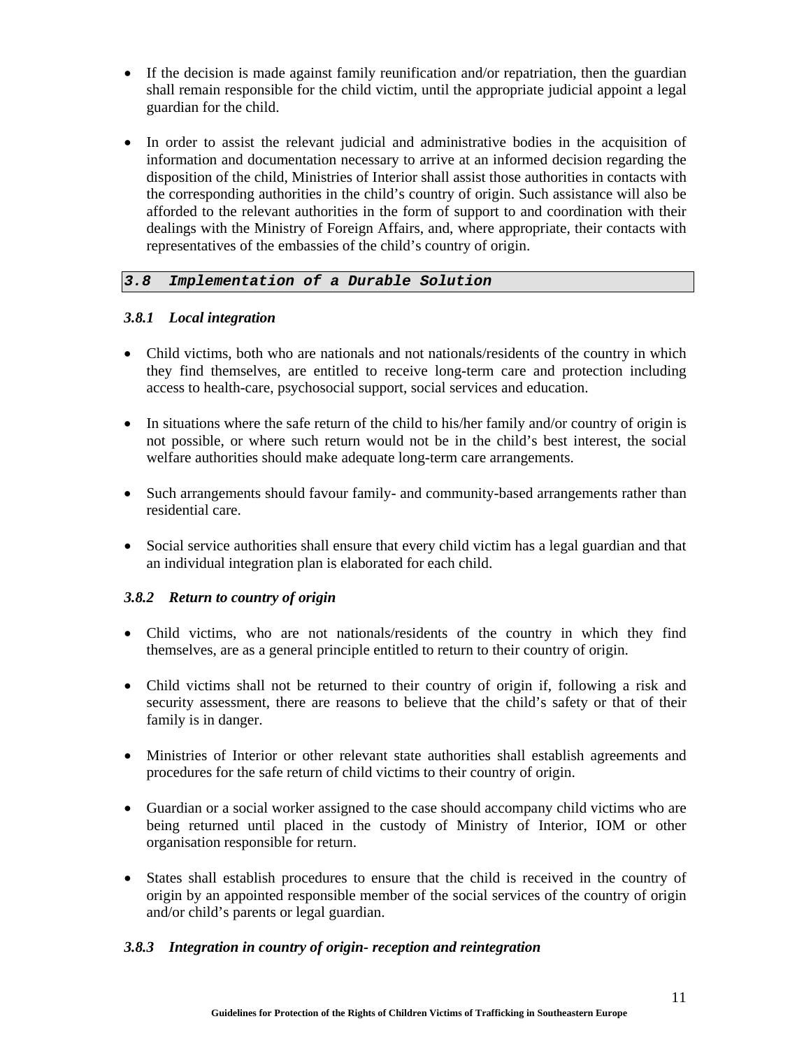- If the decision is made against family reunification and/or repatriation, then the guardian shall remain responsible for the child victim, until the appropriate judicial appoint a legal guardian for the child.

- In order to assist the relevant judicial and administrative bodies in the acquisition of information and documentation necessary to arrive at an informed decision regarding the disposition of the child, Ministries of Interior shall assist those authorities in contacts with the corresponding authorities in the child's country of origin. Such assistance will also be afforded to the relevant authorities in the form of support to and coordination with their dealings with the Ministry of Foreign Affairs, and, where appropriate, their contacts with representatives of the embassies of the child's country of origin.

## *3.8 Implementation of a Durable Solution*

### *3.8.1 Local integration*

- Child victims, both who are nationals and not nationals/residents of the country in which they find themselves, are entitled to receive long-term care and protection including access to health-care, psychosocial support, social services and education.

- In situations where the safe return of the child to his/her family and/or country of origin is not possible, or where such return would not be in the child's best interest, the social welfare authorities should make adequate long-term care arrangements.

- Such arrangements should favour family- and community-based arrangements rather than residential care.

- Social service authorities shall ensure that every child victim has a legal guardian and that an individual integration plan is elaborated for each child.

### *3.8.2 Return to country of origin*

- Child victims, who are not nationals/residents of the country in which they find themselves, are as a general principle entitled to return to their country of origin.

- Child victims shall not be returned to their country of origin if, following a risk and security assessment, there are reasons to believe that the child's safety or that of their family is in danger.

- Ministries of Interior or other relevant state authorities shall establish agreements and procedures for the safe return of child victims to their country of origin.

- Guardian or a social worker assigned to the case should accompany child victims who are being returned until placed in the custody of Ministry of Interior, IOM or other organisation responsible for return.

- States shall establish procedures to ensure that the child is received in the country of origin by an appointed responsible member of the social services of the country of origin and/or child's parents or legal guardian.

### *3.8.3 Integration in country of origin- reception and reintegration*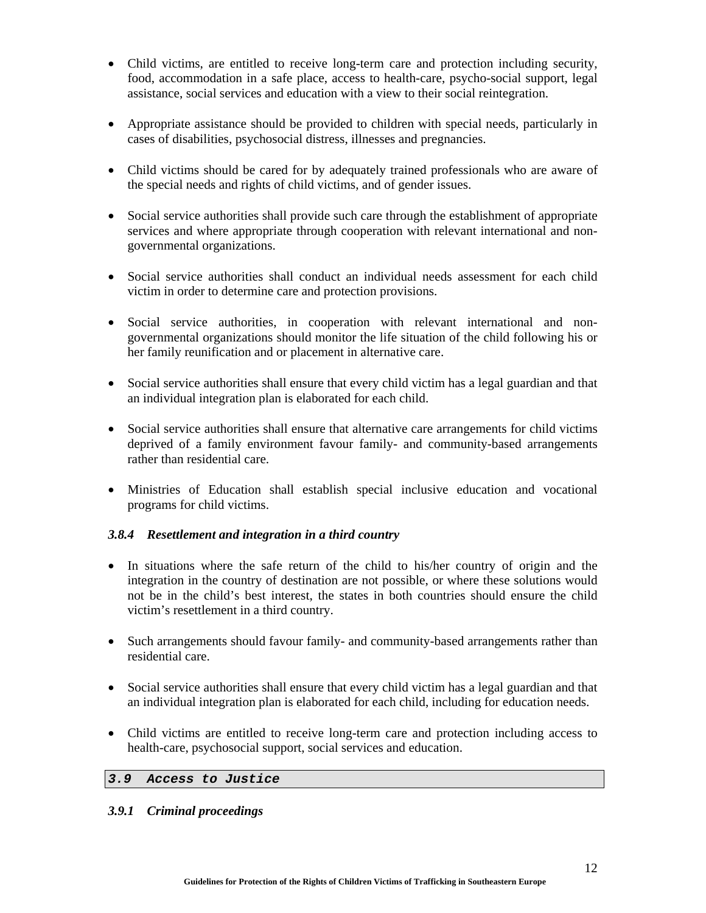- Child victims, are entitled to receive long-term care and protection including security, food, accommodation in a safe place, access to health-care, psycho-social support, legal assistance, social services and education with a view to their social reintegration.

- Appropriate assistance should be provided to children with special needs, particularly in cases of disabilities, psychosocial distress, illnesses and pregnancies.

- Child victims should be cared for by adequately trained professionals who are aware of the special needs and rights of child victims, and of gender issues.

- Social service authorities shall provide such care through the establishment of appropriate services and where appropriate through cooperation with relevant international and non-governmental organizations.

- Social service authorities shall conduct an individual needs assessment for each child victim in order to determine care and protection provisions.

- Social service authorities, in cooperation with relevant international and non-governmental organizations should monitor the life situation of the child following his or her family reunification and or placement in alternative care.

- Social service authorities shall ensure that every child victim has a legal guardian and that an individual integration plan is elaborated for each child.

- Social service authorities shall ensure that alternative care arrangements for child victims deprived of a family environment favour family- and community-based arrangements rather than residential care.

- Ministries of Education shall establish special inclusive education and vocational programs for child victims.

#### *3.8.4 Resettlement and integration in a third country*

- In situations where the safe return of the child to his/her country of origin and the integration in the country of destination are not possible, or where these solutions would not be in the child's best interest, the states in both countries should ensure the child victim's resettlement in a third country.

- Such arrangements should favour family- and community-based arrangements rather than residential care.

- Social service authorities shall ensure that every child victim has a legal guardian and that an individual integration plan is elaborated for each child, including for education needs.

- Child victims are entitled to receive long-term care and protection including access to health-care, psychosocial support, social services and education.

### *3.9 Access to Justice*

#### *3.9.1 Criminal proceedings*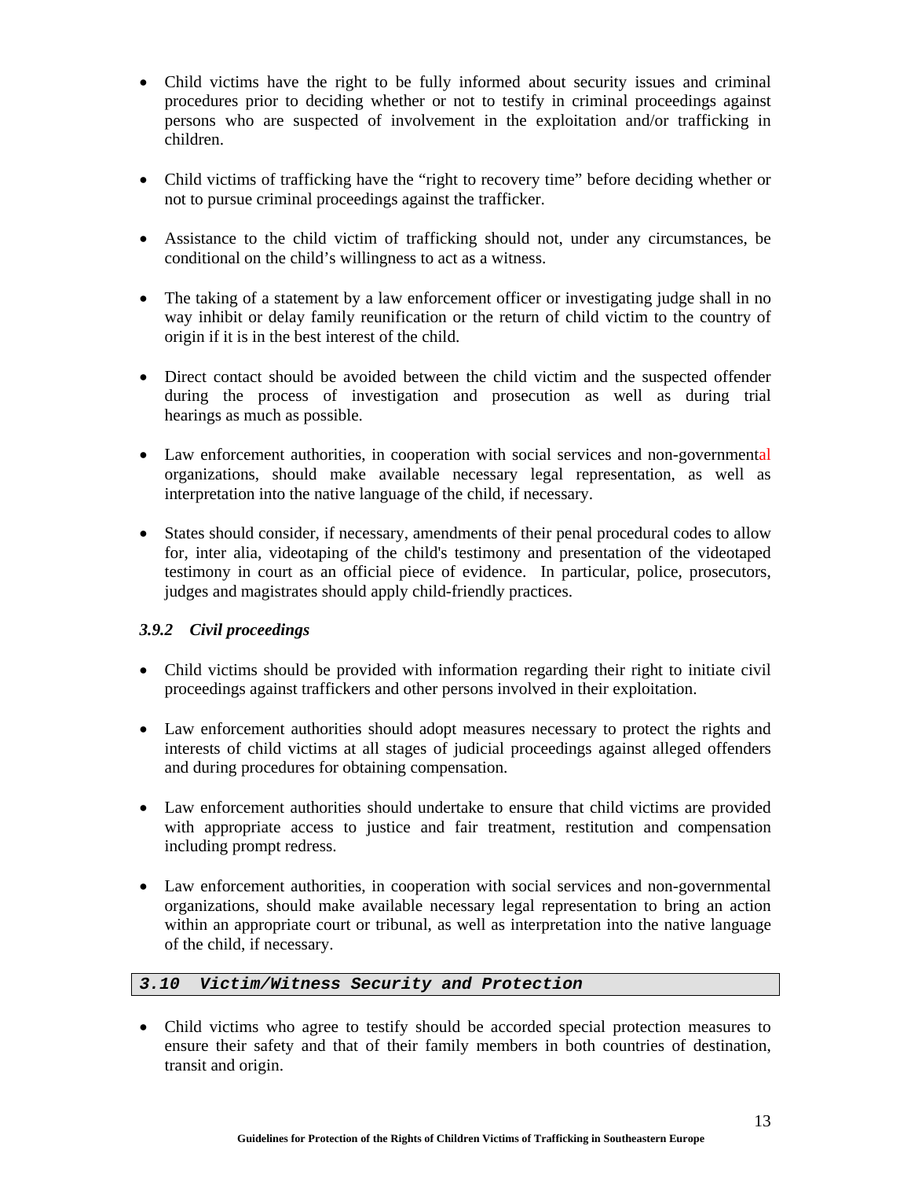- Child victims have the right to be fully informed about security issues and criminal procedures prior to deciding whether or not to testify in criminal proceedings against persons who are suspected of involvement in the exploitation and/or trafficking in children.

- Child victims of trafficking have the "right to recovery time" before deciding whether or not to pursue criminal proceedings against the trafficker.

- Assistance to the child victim of trafficking should not, under any circumstances, be conditional on the child's willingness to act as a witness.

- The taking of a statement by a law enforcement officer or investigating judge shall in no way inhibit or delay family reunification or the return of child victim to the country of origin if it is in the best interest of the child.

- Direct contact should be avoided between the child victim and the suspected offender during the process of investigation and prosecution as well as during trial hearings as much as possible.

- Law enforcement authorities, in cooperation with social services and non-governmental organizations, should make available necessary legal representation, as well as interpretation into the native language of the child, if necessary.

- States should consider, if necessary, amendments of their penal procedural codes to allow for, inter alia, videotaping of the child's testimony and presentation of the videotaped testimony in court as an official piece of evidence. In particular, police, prosecutors, judges and magistrates should apply child-friendly practices.

### *3.9.2 Civil proceedings*

- Child victims should be provided with information regarding their right to initiate civil proceedings against traffickers and other persons involved in their exploitation.

- Law enforcement authorities should adopt measures necessary to protect the rights and interests of child victims at all stages of judicial proceedings against alleged offenders and during procedures for obtaining compensation.

- Law enforcement authorities should undertake to ensure that child victims are provided with appropriate access to justice and fair treatment, restitution and compensation including prompt redress.

- Law enforcement authorities, in cooperation with social services and non-governmental organizations, should make available necessary legal representation to bring an action within an appropriate court or tribunal, as well as interpretation into the native language of the child, if necessary.

## *3.10 Victim/Witness Security and Protection*

- Child victims who agree to testify should be accorded special protection measures to ensure their safety and that of their family members in both countries of destination, transit and origin.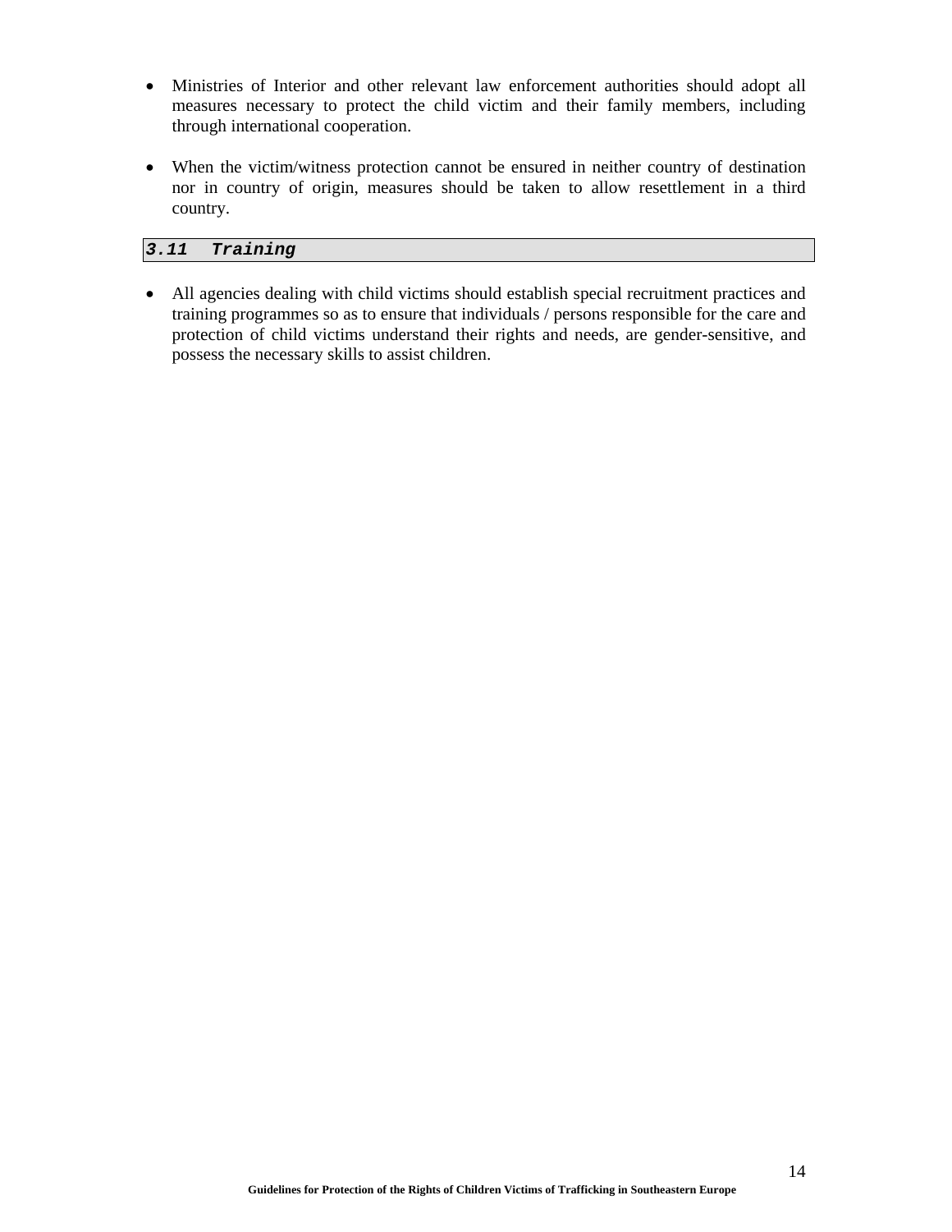- Ministries of Interior and other relevant law enforcement authorities should adopt all measures necessary to protect the child victim and their family members, including through international cooperation.

- When the victim/witness protection cannot be ensured in neither country of destination nor in country of origin, measures should be taken to allow resettlement in a third country.

### *3.11 Training*

- All agencies dealing with child victims should establish special recruitment practices and training programmes so as to ensure that individuals / persons responsible for the care and protection of child victims understand their rights and needs, are gender-sensitive, and possess the necessary skills to assist children.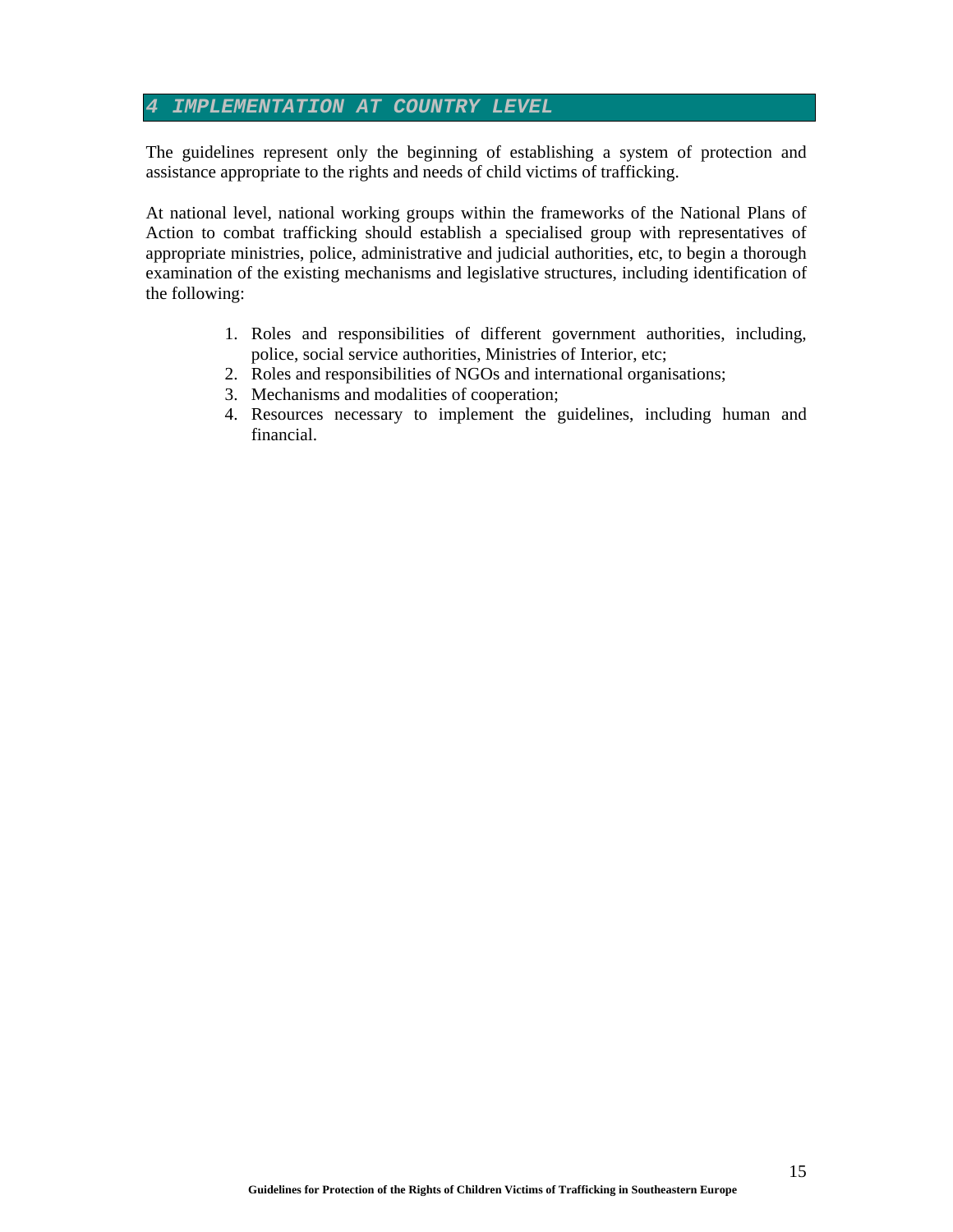# 4 IMPLEMENTATION AT COUNTRY LEVEL

The guidelines represent only the beginning of establishing a system of protection and assistance appropriate to the rights and needs of child victims of trafficking.

At national level, national working groups within the frameworks of the National Plans of Action to combat trafficking should establish a specialised group with representatives of appropriate ministries, police, administrative and judicial authorities, etc, to begin a thorough examination of the existing mechanisms and legislative structures, including identification of the following:

1. Roles and responsibilities of different government authorities, including, police, social service authorities, Ministries of Interior, etc;
2. Roles and responsibilities of NGOs and international organisations;
3. Mechanisms and modalities of cooperation;
4. Resources necessary to implement the guidelines, including human and financial.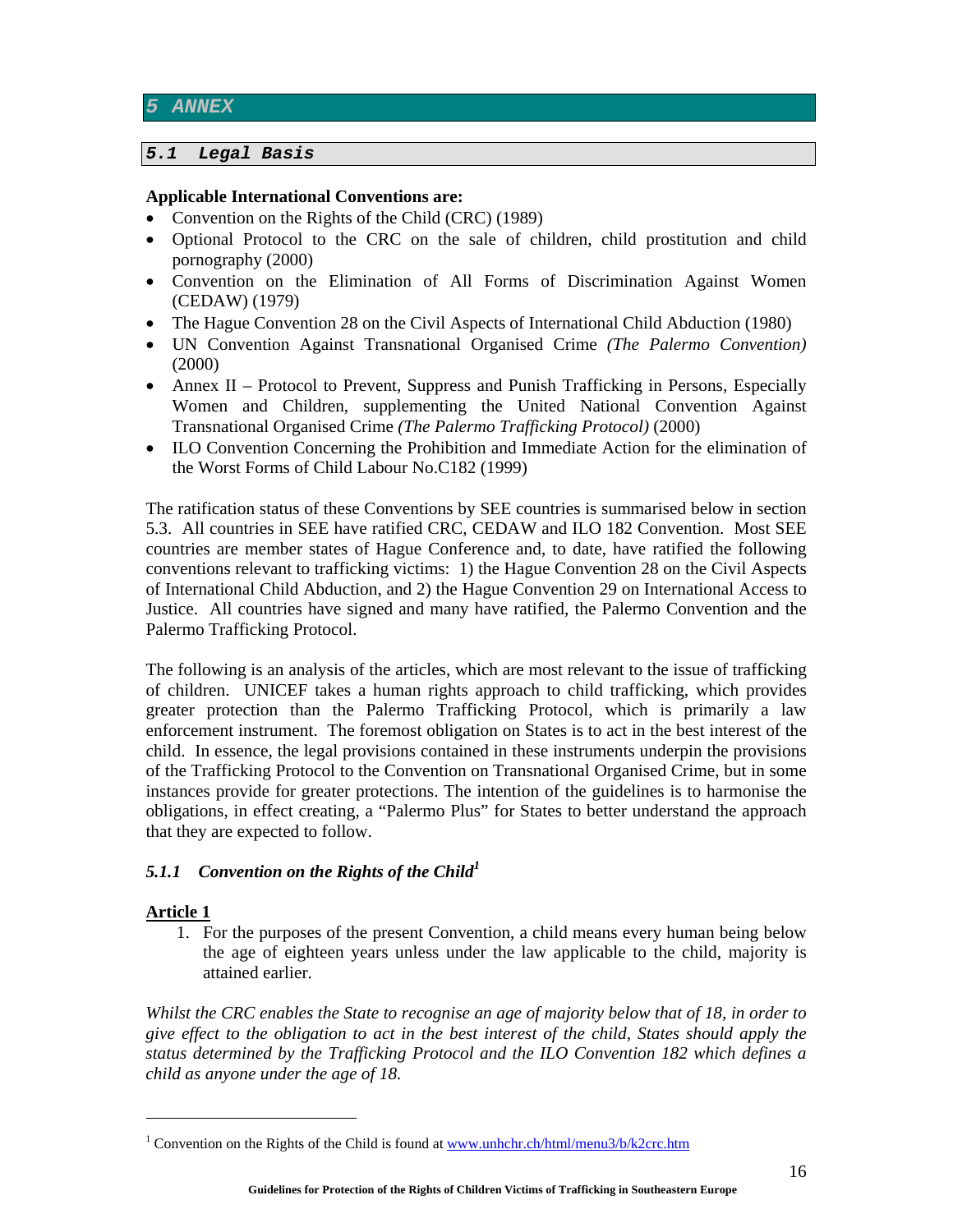# 5 ANNEX

## 5.1 Legal Basis

**Applicable International Conventions are:**

- Convention on the Rights of the Child (CRC) (1989)
- Optional Protocol to the CRC on the sale of children, child prostitution and child pornography (2000)
- Convention on the Elimination of All Forms of Discrimination Against Women (CEDAW) (1979)
- The Hague Convention 28 on the Civil Aspects of International Child Abduction (1980)
- UN Convention Against Transnational Organised Crime *(The Palermo Convention)* (2000)
- Annex II – Protocol to Prevent, Suppress and Punish Trafficking in Persons, Especially Women and Children, supplementing the United National Convention Against Transnational Organised Crime *(The Palermo Trafficking Protocol)* (2000)
- ILO Convention Concerning the Prohibition and Immediate Action for the elimination of the Worst Forms of Child Labour No.C182 (1999)

The ratification status of these Conventions by SEE countries is summarised below in section 5.3. All countries in SEE have ratified CRC, CEDAW and ILO 182 Convention. Most SEE countries are member states of Hague Conference and, to date, have ratified the following conventions relevant to trafficking victims: 1) the Hague Convention 28 on the Civil Aspects of International Child Abduction, and 2) the Hague Convention 29 on International Access to Justice. All countries have signed and many have ratified, the Palermo Convention and the Palermo Trafficking Protocol.

The following is an analysis of the articles, which are most relevant to the issue of trafficking of children. UNICEF takes a human rights approach to child trafficking, which provides greater protection than the Palermo Trafficking Protocol, which is primarily a law enforcement instrument. The foremost obligation on States is to act in the best interest of the child. In essence, the legal provisions contained in these instruments underpin the provisions of the Trafficking Protocol to the Convention on Transnational Organised Crime, but in some instances provide for greater protections. The intention of the guidelines is to harmonise the obligations, in effect creating, a "Palermo Plus" for States to better understand the approach that they are expected to follow.

### *5.1.1 Convention on the Rights of the Child*[1]

**Article 1**

1. For the purposes of the present Convention, a child means every human being below the age of eighteen years unless under the law applicable to the child, majority is attained earlier.

*Whilst the CRC enables the State to recognise an age of majority below that of 18, in order to give effect to the obligation to act in the best interest of the child, States should apply the status determined by the Trafficking Protocol and the ILO Convention 182 which defines a child as anyone under the age of 18.*

---

[1] Convention on the Rights of the Child is found at www.unhchr.ch/html/menu3/b/k2crc.htm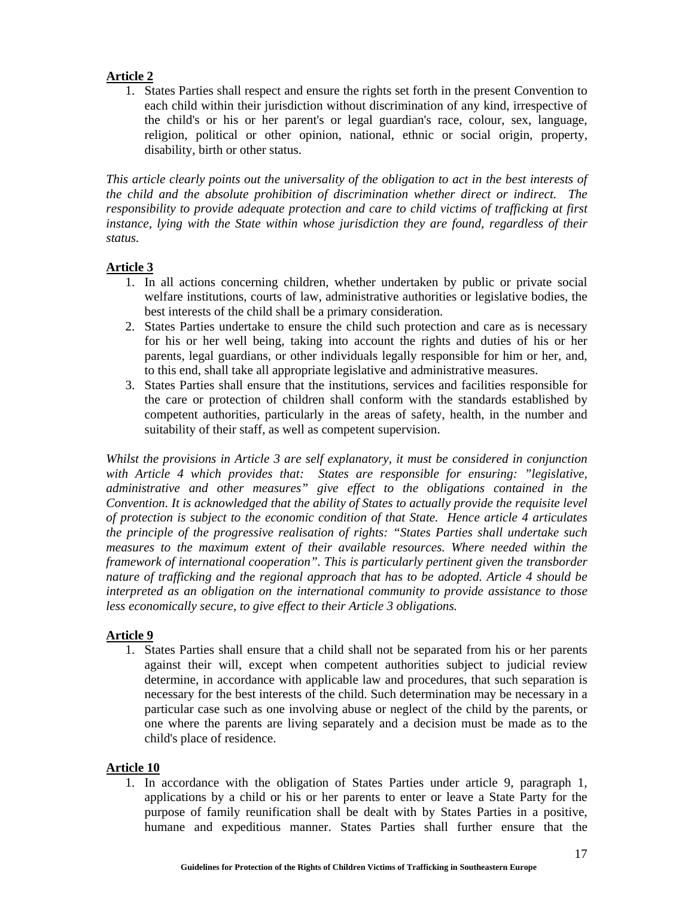**Article 2**

1. States Parties shall respect and ensure the rights set forth in the present Convention to each child within their jurisdiction without discrimination of any kind, irrespective of the child's or his or her parent's or legal guardian's race, colour, sex, language, religion, political or other opinion, national, ethnic or social origin, property, disability, birth or other status.

*This article clearly points out the universality of the obligation to act in the best interests of the child and the absolute prohibition of discrimination whether direct or indirect. The responsibility to provide adequate protection and care to child victims of trafficking at first instance, lying with the State within whose jurisdiction they are found, regardless of their status.*

**Article 3**

1. In all actions concerning children, whether undertaken by public or private social welfare institutions, courts of law, administrative authorities or legislative bodies, the best interests of the child shall be a primary consideration.
2. States Parties undertake to ensure the child such protection and care as is necessary for his or her well being, taking into account the rights and duties of his or her parents, legal guardians, or other individuals legally responsible for him or her, and, to this end, shall take all appropriate legislative and administrative measures.
3. States Parties shall ensure that the institutions, services and facilities responsible for the care or protection of children shall conform with the standards established by competent authorities, particularly in the areas of safety, health, in the number and suitability of their staff, as well as competent supervision.

*Whilst the provisions in Article 3 are self explanatory, it must be considered in conjunction with Article 4 which provides that: States are responsible for ensuring: "legislative, administrative and other measures" give effect to the obligations contained in the Convention. It is acknowledged that the ability of States to actually provide the requisite level of protection is subject to the economic condition of that State. Hence article 4 articulates the principle of the progressive realisation of rights: "States Parties shall undertake such measures to the maximum extent of their available resources. Where needed within the framework of international cooperation". This is particularly pertinent given the transborder nature of trafficking and the regional approach that has to be adopted. Article 4 should be interpreted as an obligation on the international community to provide assistance to those less economically secure, to give effect to their Article 3 obligations.*

**Article 9**

1. States Parties shall ensure that a child shall not be separated from his or her parents against their will, except when competent authorities subject to judicial review determine, in accordance with applicable law and procedures, that such separation is necessary for the best interests of the child. Such determination may be necessary in a particular case such as one involving abuse or neglect of the child by the parents, or one where the parents are living separately and a decision must be made as to the child's place of residence.

**Article 10**

1. In accordance with the obligation of States Parties under article 9, paragraph 1, applications by a child or his or her parents to enter or leave a State Party for the purpose of family reunification shall be dealt with by States Parties in a positive, humane and expeditious manner. States Parties shall further ensure that the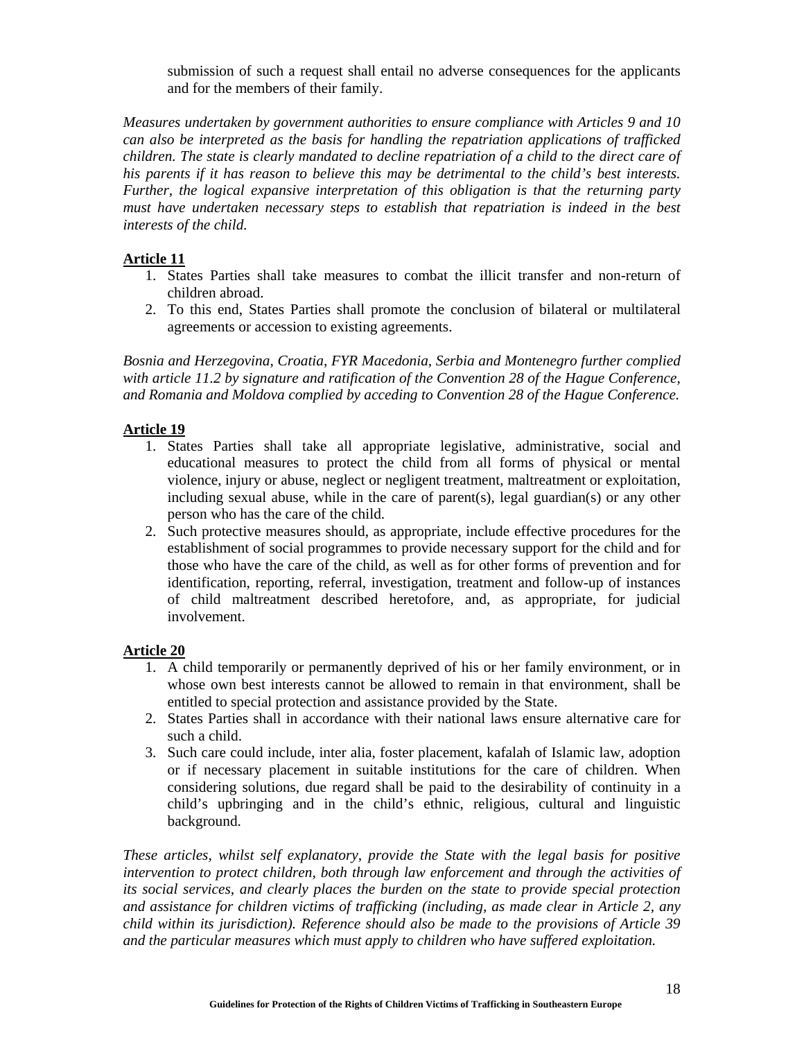submission of such a request shall entail no adverse consequences for the applicants and for the members of their family.

*Measures undertaken by government authorities to ensure compliance with Articles 9 and 10 can also be interpreted as the basis for handling the repatriation applications of trafficked children. The state is clearly mandated to decline repatriation of a child to the direct care of his parents if it has reason to believe this may be detrimental to the child's best interests. Further, the logical expansive interpretation of this obligation is that the returning party must have undertaken necessary steps to establish that repatriation is indeed in the best interests of the child.*

**Article 11**

1. States Parties shall take measures to combat the illicit transfer and non-return of children abroad.
2. To this end, States Parties shall promote the conclusion of bilateral or multilateral agreements or accession to existing agreements.

*Bosnia and Herzegovina, Croatia, FYR Macedonia, Serbia and Montenegro further complied with article 11.2 by signature and ratification of the Convention 28 of the Hague Conference, and Romania and Moldova complied by acceding to Convention 28 of the Hague Conference.*

**Article 19**

1. States Parties shall take all appropriate legislative, administrative, social and educational measures to protect the child from all forms of physical or mental violence, injury or abuse, neglect or negligent treatment, maltreatment or exploitation, including sexual abuse, while in the care of parent(s), legal guardian(s) or any other person who has the care of the child.
2. Such protective measures should, as appropriate, include effective procedures for the establishment of social programmes to provide necessary support for the child and for those who have the care of the child, as well as for other forms of prevention and for identification, reporting, referral, investigation, treatment and follow-up of instances of child maltreatment described heretofore, and, as appropriate, for judicial involvement.

**Article 20**

1. A child temporarily or permanently deprived of his or her family environment, or in whose own best interests cannot be allowed to remain in that environment, shall be entitled to special protection and assistance provided by the State.
2. States Parties shall in accordance with their national laws ensure alternative care for such a child.
3. Such care could include, inter alia, foster placement, kafalah of Islamic law, adoption or if necessary placement in suitable institutions for the care of children. When considering solutions, due regard shall be paid to the desirability of continuity in a child's upbringing and in the child's ethnic, religious, cultural and linguistic background.

*These articles, whilst self explanatory, provide the State with the legal basis for positive intervention to protect children, both through law enforcement and through the activities of its social services, and clearly places the burden on the state to provide special protection and assistance for children victims of trafficking (including, as made clear in Article 2, any child within its jurisdiction). Reference should also be made to the provisions of Article 39 and the particular measures which must apply to children who have suffered exploitation.*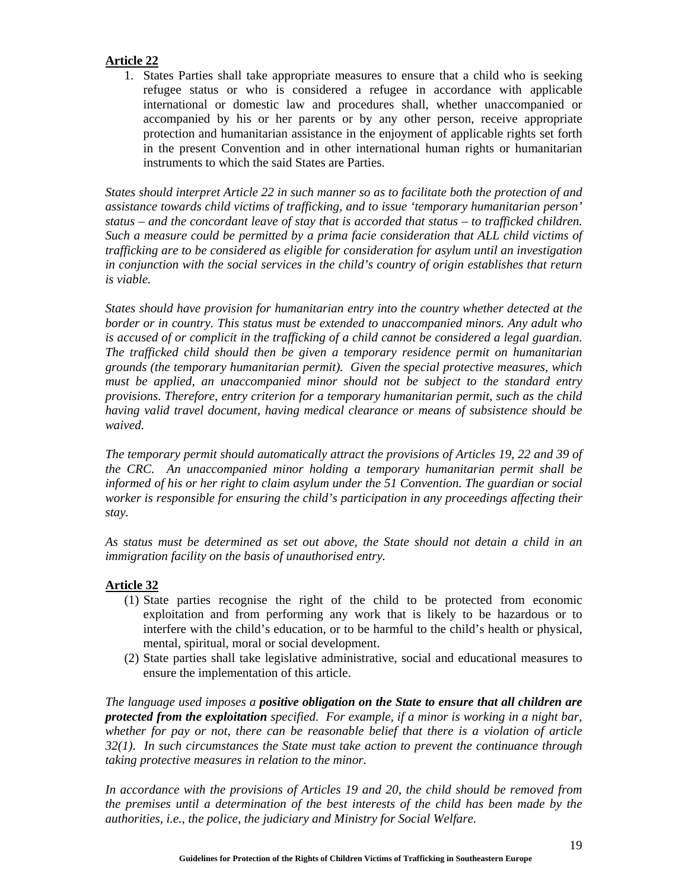**Article 22**

1. States Parties shall take appropriate measures to ensure that a child who is seeking refugee status or who is considered a refugee in accordance with applicable international or domestic law and procedures shall, whether unaccompanied or accompanied by his or her parents or by any other person, receive appropriate protection and humanitarian assistance in the enjoyment of applicable rights set forth in the present Convention and in other international human rights or humanitarian instruments to which the said States are Parties.

*States should interpret Article 22 in such manner so as to facilitate both the protection of and assistance towards child victims of trafficking, and to issue 'temporary humanitarian person' status – and the concordant leave of stay that is accorded that status – to trafficked children. Such a measure could be permitted by a prima facie consideration that ALL child victims of trafficking are to be considered as eligible for consideration for asylum until an investigation in conjunction with the social services in the child's country of origin establishes that return is viable.*

*States should have provision for humanitarian entry into the country whether detected at the border or in country. This status must be extended to unaccompanied minors. Any adult who is accused of or complicit in the trafficking of a child cannot be considered a legal guardian. The trafficked child should then be given a temporary residence permit on humanitarian grounds (the temporary humanitarian permit). Given the special protective measures, which must be applied, an unaccompanied minor should not be subject to the standard entry provisions. Therefore, entry criterion for a temporary humanitarian permit, such as the child having valid travel document, having medical clearance or means of subsistence should be waived.*

*The temporary permit should automatically attract the provisions of Articles 19, 22 and 39 of the CRC. An unaccompanied minor holding a temporary humanitarian permit shall be informed of his or her right to claim asylum under the 51 Convention. The guardian or social worker is responsible for ensuring the child's participation in any proceedings affecting their stay.*

*As status must be determined as set out above, the State should not detain a child in an immigration facility on the basis of unauthorised entry.*

**Article 32**

(1) State parties recognise the right of the child to be protected from economic exploitation and from performing any work that is likely to be hazardous or to interfere with the child's education, or to be harmful to the child's health or physical, mental, spiritual, moral or social development.

(2) State parties shall take legislative administrative, social and educational measures to ensure the implementation of this article.

*The language used imposes a* ***positive obligation on the State to ensure that all children are protected from the exploitation*** *specified. For example, if a minor is working in a night bar, whether for pay or not, there can be reasonable belief that there is a violation of article 32(1). In such circumstances the State must take action to prevent the continuance through taking protective measures in relation to the minor.*

*In accordance with the provisions of Articles 19 and 20, the child should be removed from the premises until a determination of the best interests of the child has been made by the authorities, i.e., the police, the judiciary and Ministry for Social Welfare.*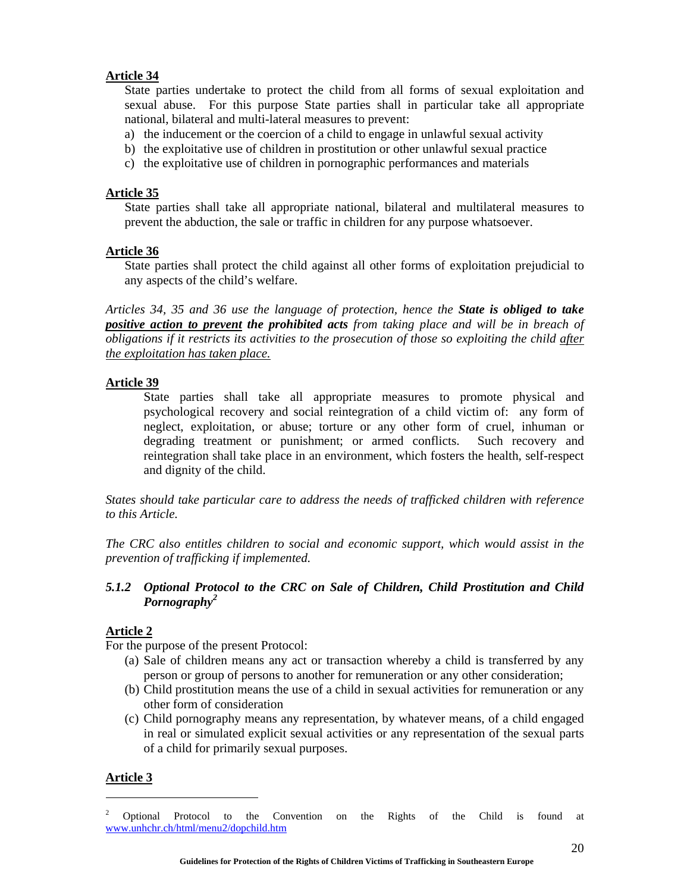**Article 34**

State parties undertake to protect the child from all forms of sexual exploitation and sexual abuse. For this purpose State parties shall in particular take all appropriate national, bilateral and multi-lateral measures to prevent:

a) the inducement or the coercion of a child to engage in unlawful sexual activity
b) the exploitative use of children in prostitution or other unlawful sexual practice
c) the exploitative use of children in pornographic performances and materials

**Article 35**

State parties shall take all appropriate national, bilateral and multilateral measures to prevent the abduction, the sale or traffic in children for any purpose whatsoever.

**Article 36**

State parties shall protect the child against all other forms of exploitation prejudicial to any aspects of the child's welfare.

*Articles 34, 35 and 36 use the language of protection, hence the* ***State is obliged to take positive action to prevent the prohibited acts*** *from taking place and will be in breach of obligations if it restricts its activities to the prosecution of those so exploiting the child after the exploitation has taken place.*

**Article 39**

State parties shall take all appropriate measures to promote physical and psychological recovery and social reintegration of a child victim of: any form of neglect, exploitation, or abuse; torture or any other form of cruel, inhuman or degrading treatment or punishment; or armed conflicts. Such recovery and reintegration shall take place in an environment, which fosters the health, self-respect and dignity of the child.

*States should take particular care to address the needs of trafficked children with reference to this Article.*

*The CRC also entitles children to social and economic support, which would assist in the prevention of trafficking if implemented.*

### *5.1.2 Optional Protocol to the CRC on Sale of Children, Child Prostitution and Child Pornography*[2]

**Article 2**

For the purpose of the present Protocol:

(a) Sale of children means any act or transaction whereby a child is transferred by any person or group of persons to another for remuneration or any other consideration;
(b) Child prostitution means the use of a child in sexual activities for remuneration or any other form of consideration
(c) Child pornography means any representation, by whatever means, of a child engaged in real or simulated explicit sexual activities or any representation of the sexual parts of a child for primarily sexual purposes.

**Article 3**

---

[2] Optional Protocol to the Convention on the Rights of the Child is found at www.unhchr.ch/html/menu2/dopchild.htm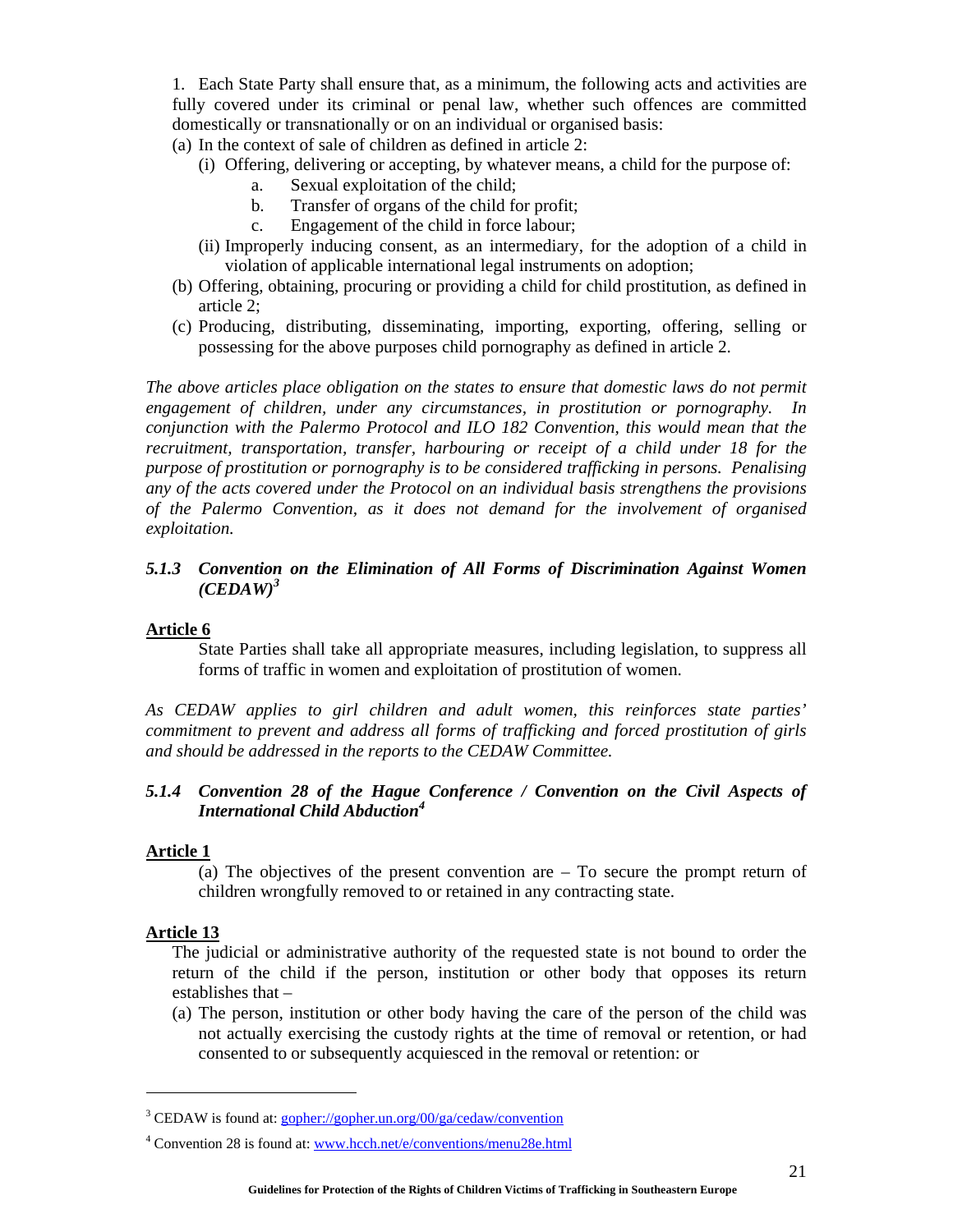1. Each State Party shall ensure that, as a minimum, the following acts and activities are fully covered under its criminal or penal law, whether such offences are committed domestically or transnationally or on an individual or organised basis:

(a) In the context of sale of children as defined in article 2:
   - (i) Offering, delivering or accepting, by whatever means, a child for the purpose of:
     - a. Sexual exploitation of the child;
     - b. Transfer of organs of the child for profit;
     - c. Engagement of the child in force labour;
   - (ii) Improperly inducing consent, as an intermediary, for the adoption of a child in violation of applicable international legal instruments on adoption;

(b) Offering, obtaining, procuring or providing a child for child prostitution, as defined in article 2;

(c) Producing, distributing, disseminating, importing, exporting, offering, selling or possessing for the above purposes child pornography as defined in article 2.

*The above articles place obligation on the states to ensure that domestic laws do not permit engagement of children, under any circumstances, in prostitution or pornography. In conjunction with the Palermo Protocol and ILO 182 Convention, this would mean that the recruitment, transportation, transfer, harbouring or receipt of a child under 18 for the purpose of prostitution or pornography is to be considered trafficking in persons. Penalising any of the acts covered under the Protocol on an individual basis strengthens the provisions of the Palermo Convention, as it does not demand for the involvement of organised exploitation.*

#### *5.1.3 Convention on the Elimination of All Forms of Discrimination Against Women (CEDAW)[3]*

**Article 6**

State Parties shall take all appropriate measures, including legislation, to suppress all forms of traffic in women and exploitation of prostitution of women.

*As CEDAW applies to girl children and adult women, this reinforces state parties' commitment to prevent and address all forms of trafficking and forced prostitution of girls and should be addressed in the reports to the CEDAW Committee.*

#### *5.1.4 Convention 28 of the Hague Conference / Convention on the Civil Aspects of International Child Abduction[4]*

**Article 1**

(a) The objectives of the present convention are – To secure the prompt return of children wrongfully removed to or retained in any contracting state.

**Article 13**

The judicial or administrative authority of the requested state is not bound to order the return of the child if the person, institution or other body that opposes its return establishes that –

(a) The person, institution or other body having the care of the person of the child was not actually exercising the custody rights at the time of removal or retention, or had consented to or subsequently acquiesced in the removal or retention: or

---

[3] CEDAW is found at: gopher://gopher.un.org/00/ga/cedaw/convention

[4] Convention 28 is found at: www.hcch.net/e/conventions/menu28e.html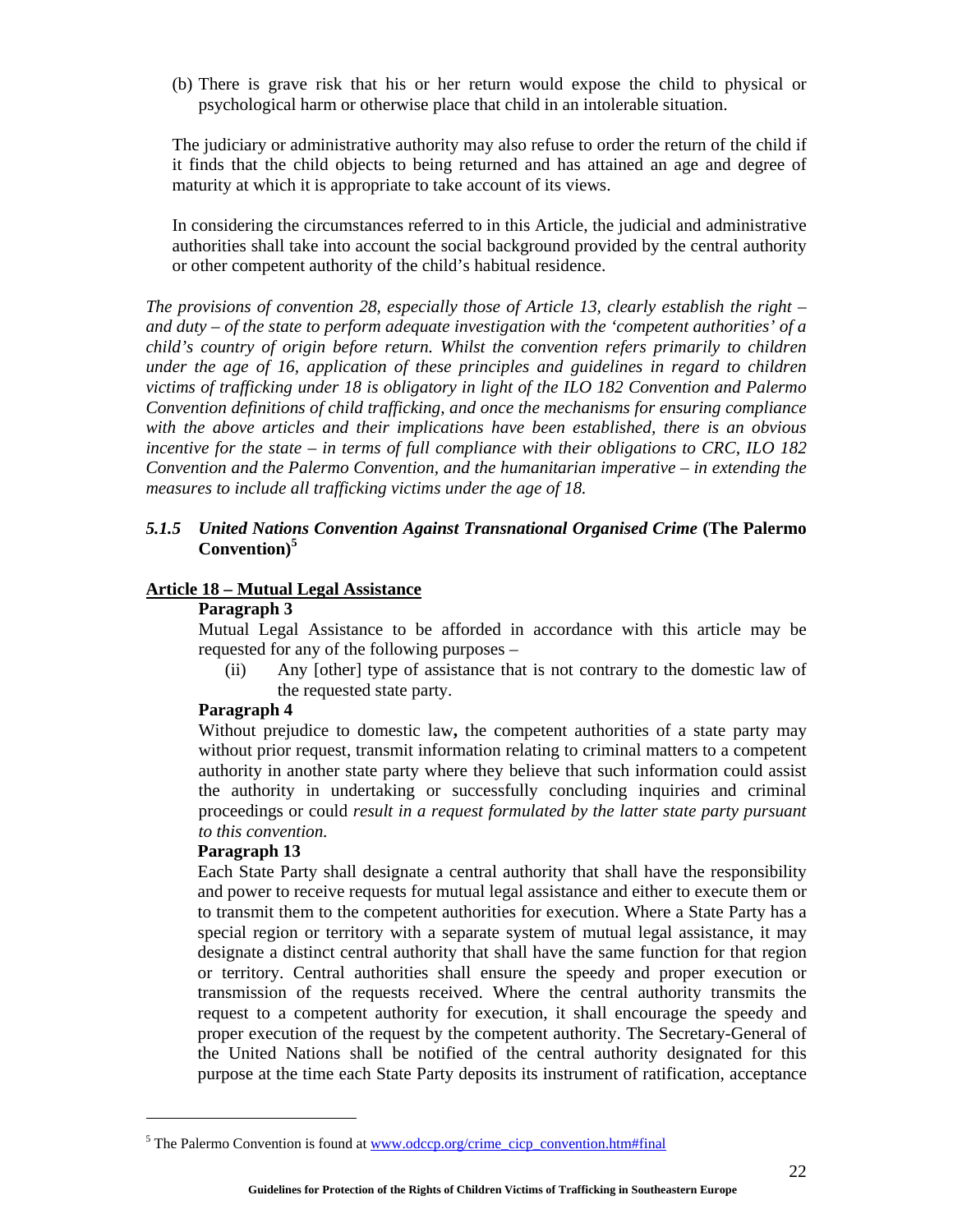(b) There is grave risk that his or her return would expose the child to physical or psychological harm or otherwise place that child in an intolerable situation.

The judiciary or administrative authority may also refuse to order the return of the child if it finds that the child objects to being returned and has attained an age and degree of maturity at which it is appropriate to take account of its views.

In considering the circumstances referred to in this Article, the judicial and administrative authorities shall take into account the social background provided by the central authority or other competent authority of the child's habitual residence.

*The provisions of convention 28, especially those of Article 13, clearly establish the right – and duty – of the state to perform adequate investigation with the 'competent authorities' of a child's country of origin before return. Whilst the convention refers primarily to children under the age of 16, application of these principles and guidelines in regard to children victims of trafficking under 18 is obligatory in light of the ILO 182 Convention and Palermo Convention definitions of child trafficking, and once the mechanisms for ensuring compliance with the above articles and their implications have been established, there is an obvious incentive for the state – in terms of full compliance with their obligations to CRC, ILO 182 Convention and the Palermo Convention, and the humanitarian imperative – in extending the measures to include all trafficking victims under the age of 18.*

### 5.1.5 *United Nations Convention Against Transnational Organised Crime* (The Palermo Convention)[5]

**<u>Article 18 – Mutual Legal Assistance</u>**

**Paragraph 3**

Mutual Legal Assistance to be afforded in accordance with this article may be requested for any of the following purposes –

(ii) Any [other] type of assistance that is not contrary to the domestic law of the requested state party.

**Paragraph 4**

Without prejudice to domestic law**,** the competent authorities of a state party may without prior request, transmit information relating to criminal matters to a competent authority in another state party where they believe that such information could assist the authority in undertaking or successfully concluding inquiries and criminal proceedings or could *result in a request formulated by the latter state party pursuant to this convention.*

**Paragraph 13**

Each State Party shall designate a central authority that shall have the responsibility and power to receive requests for mutual legal assistance and either to execute them or to transmit them to the competent authorities for execution. Where a State Party has a special region or territory with a separate system of mutual legal assistance, it may designate a distinct central authority that shall have the same function for that region or territory. Central authorities shall ensure the speedy and proper execution or transmission of the requests received. Where the central authority transmits the request to a competent authority for execution, it shall encourage the speedy and proper execution of the request by the competent authority. The Secretary-General of the United Nations shall be notified of the central authority designated for this purpose at the time each State Party deposits its instrument of ratification, acceptance

---

[5] The Palermo Convention is found at www.odccp.org/crime_cicp_convention.htm#final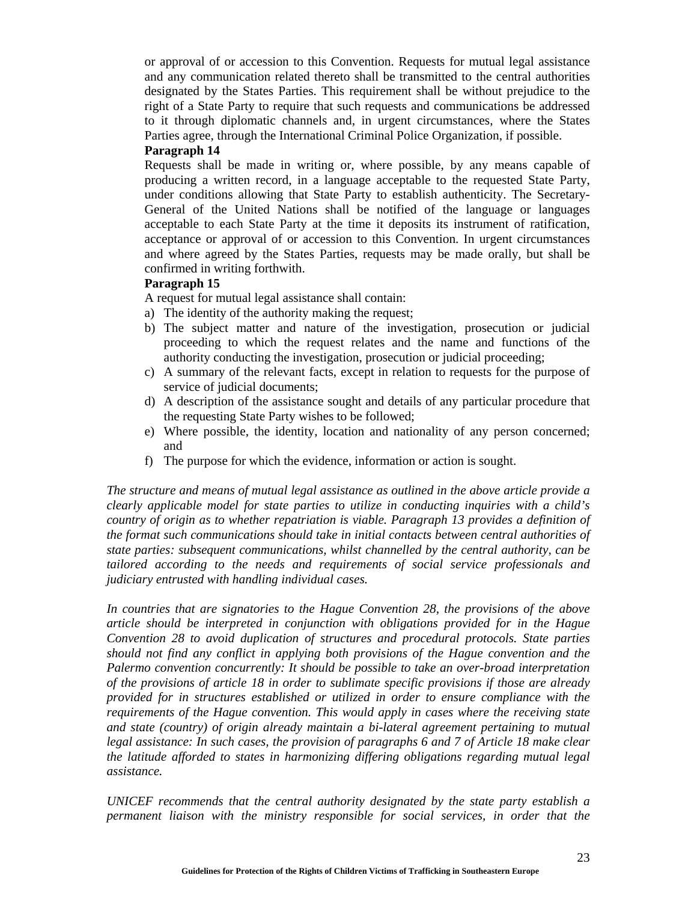or approval of or accession to this Convention. Requests for mutual legal assistance and any communication related thereto shall be transmitted to the central authorities designated by the States Parties. This requirement shall be without prejudice to the right of a State Party to require that such requests and communications be addressed to it through diplomatic channels and, in urgent circumstances, where the States Parties agree, through the International Criminal Police Organization, if possible.

**Paragraph 14**

Requests shall be made in writing or, where possible, by any means capable of producing a written record, in a language acceptable to the requested State Party, under conditions allowing that State Party to establish authenticity. The Secretary-General of the United Nations shall be notified of the language or languages acceptable to each State Party at the time it deposits its instrument of ratification, acceptance or approval of or accession to this Convention. In urgent circumstances and where agreed by the States Parties, requests may be made orally, but shall be confirmed in writing forthwith.

**Paragraph 15**

A request for mutual legal assistance shall contain:

a) The identity of the authority making the request;
b) The subject matter and nature of the investigation, prosecution or judicial proceeding to which the request relates and the name and functions of the authority conducting the investigation, prosecution or judicial proceeding;
c) A summary of the relevant facts, except in relation to requests for the purpose of service of judicial documents;
d) A description of the assistance sought and details of any particular procedure that the requesting State Party wishes to be followed;
e) Where possible, the identity, location and nationality of any person concerned; and
f) The purpose for which the evidence, information or action is sought.

*The structure and means of mutual legal assistance as outlined in the above article provide a clearly applicable model for state parties to utilize in conducting inquiries with a child's country of origin as to whether repatriation is viable. Paragraph 13 provides a definition of the format such communications should take in initial contacts between central authorities of state parties: subsequent communications, whilst channelled by the central authority, can be tailored according to the needs and requirements of social service professionals and judiciary entrusted with handling individual cases.*

*In countries that are signatories to the Hague Convention 28, the provisions of the above article should be interpreted in conjunction with obligations provided for in the Hague Convention 28 to avoid duplication of structures and procedural protocols. State parties should not find any conflict in applying both provisions of the Hague convention and the Palermo convention concurrently: It should be possible to take an over-broad interpretation of the provisions of article 18 in order to sublimate specific provisions if those are already provided for in structures established or utilized in order to ensure compliance with the requirements of the Hague convention. This would apply in cases where the receiving state and state (country) of origin already maintain a bi-lateral agreement pertaining to mutual legal assistance: In such cases, the provision of paragraphs 6 and 7 of Article 18 make clear the latitude afforded to states in harmonizing differing obligations regarding mutual legal assistance.*

*UNICEF recommends that the central authority designated by the state party establish a permanent liaison with the ministry responsible for social services, in order that the*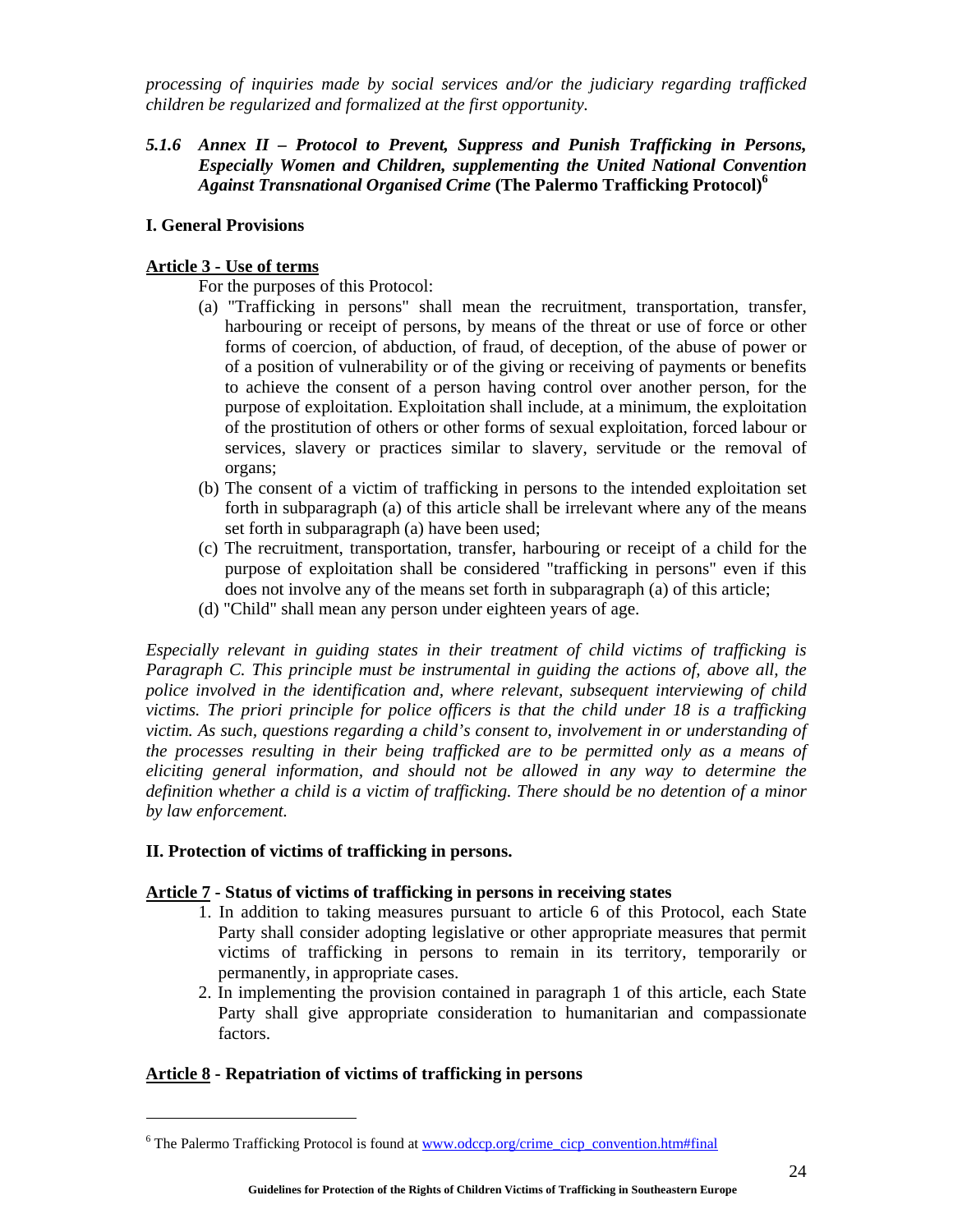*processing of inquiries made by social services and/or the judiciary regarding trafficked children be regularized and formalized at the first opportunity.*

### *5.1.6 Annex II – Protocol to Prevent, Suppress and Punish Trafficking in Persons, Especially Women and Children, supplementing the United National Convention Against Transnational Organised Crime* (The Palermo Trafficking Protocol)[6]

**I. General Provisions**

**Article 3 - Use of terms**

For the purposes of this Protocol:

(a) "Trafficking in persons" shall mean the recruitment, transportation, transfer, harbouring or receipt of persons, by means of the threat or use of force or other forms of coercion, of abduction, of fraud, of deception, of the abuse of power or of a position of vulnerability or of the giving or receiving of payments or benefits to achieve the consent of a person having control over another person, for the purpose of exploitation. Exploitation shall include, at a minimum, the exploitation of the prostitution of others or other forms of sexual exploitation, forced labour or services, slavery or practices similar to slavery, servitude or the removal of organs;

(b) The consent of a victim of trafficking in persons to the intended exploitation set forth in subparagraph (a) of this article shall be irrelevant where any of the means set forth in subparagraph (a) have been used;

(c) The recruitment, transportation, transfer, harbouring or receipt of a child for the purpose of exploitation shall be considered "trafficking in persons" even if this does not involve any of the means set forth in subparagraph (a) of this article;

(d) "Child" shall mean any person under eighteen years of age.

*Especially relevant in guiding states in their treatment of child victims of trafficking is Paragraph C. This principle must be instrumental in guiding the actions of, above all, the police involved in the identification and, where relevant, subsequent interviewing of child victims. The priori principle for police officers is that the child under 18 is a trafficking victim. As such, questions regarding a child's consent to, involvement in or understanding of the processes resulting in their being trafficked are to be permitted only as a means of eliciting general information, and should not be allowed in any way to determine the definition whether a child is a victim of trafficking. There should be no detention of a minor by law enforcement.*

**II. Protection of victims of trafficking in persons.**

**Article 7 - Status of victims of trafficking in persons in receiving states**

1. In addition to taking measures pursuant to article 6 of this Protocol, each State Party shall consider adopting legislative or other appropriate measures that permit victims of trafficking in persons to remain in its territory, temporarily or permanently, in appropriate cases.
2. In implementing the provision contained in paragraph 1 of this article, each State Party shall give appropriate consideration to humanitarian and compassionate factors.

**Article 8 - Repatriation of victims of trafficking in persons**

---

[6] The Palermo Trafficking Protocol is found at www.odccp.org/crime_cicp_convention.htm#final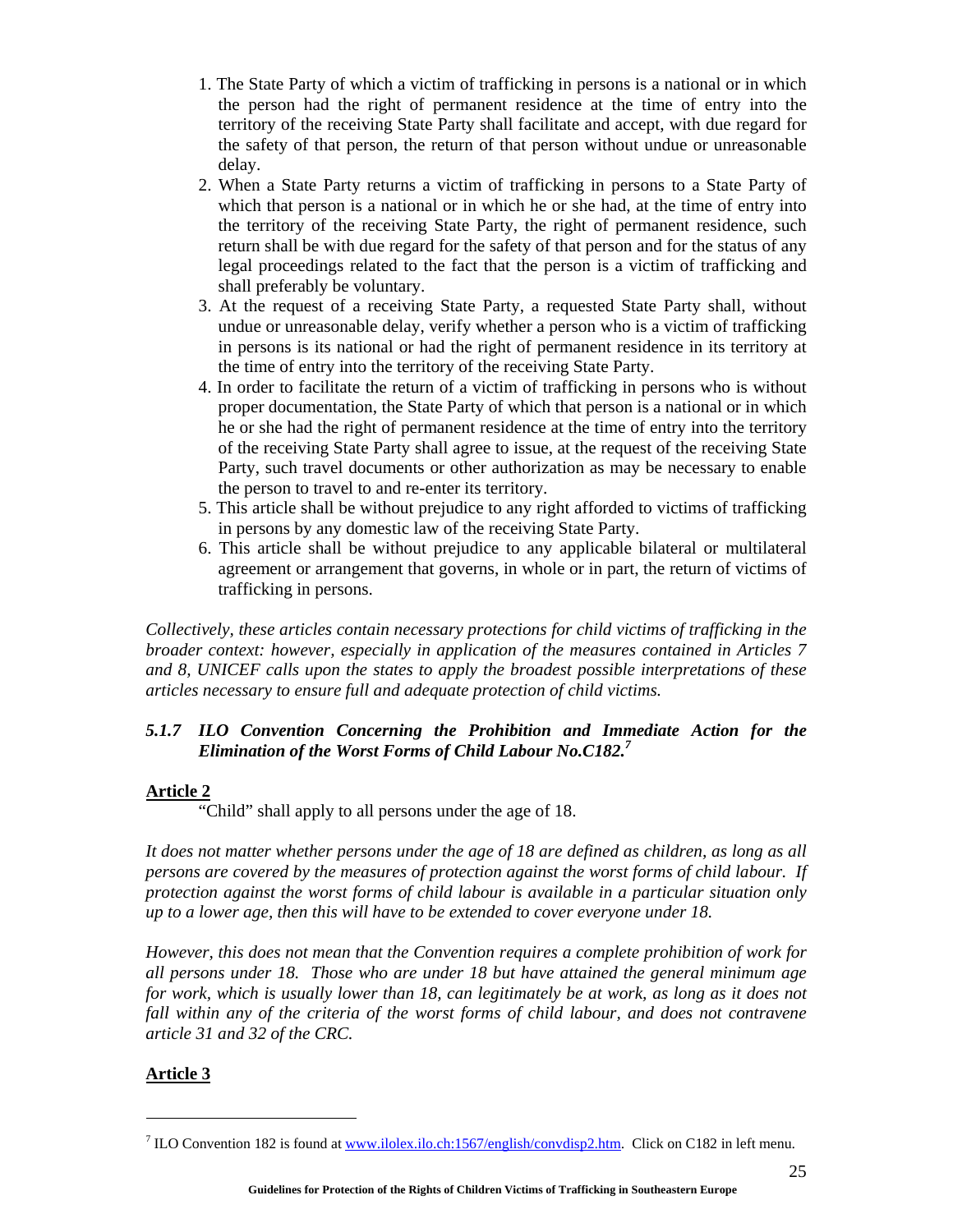1. The State Party of which a victim of trafficking in persons is a national or in which the person had the right of permanent residence at the time of entry into the territory of the receiving State Party shall facilitate and accept, with due regard for the safety of that person, the return of that person without undue or unreasonable delay.
2. When a State Party returns a victim of trafficking in persons to a State Party of which that person is a national or in which he or she had, at the time of entry into the territory of the receiving State Party, the right of permanent residence, such return shall be with due regard for the safety of that person and for the status of any legal proceedings related to the fact that the person is a victim of trafficking and shall preferably be voluntary.
3. At the request of a receiving State Party, a requested State Party shall, without undue or unreasonable delay, verify whether a person who is a victim of trafficking in persons is its national or had the right of permanent residence in its territory at the time of entry into the territory of the receiving State Party.
4. In order to facilitate the return of a victim of trafficking in persons who is without proper documentation, the State Party of which that person is a national or in which he or she had the right of permanent residence at the time of entry into the territory of the receiving State Party shall agree to issue, at the request of the receiving State Party, such travel documents or other authorization as may be necessary to enable the person to travel to and re-enter its territory.
5. This article shall be without prejudice to any right afforded to victims of trafficking in persons by any domestic law of the receiving State Party.
6. This article shall be without prejudice to any applicable bilateral or multilateral agreement or arrangement that governs, in whole or in part, the return of victims of trafficking in persons.

*Collectively, these articles contain necessary protections for child victims of trafficking in the broader context: however, especially in application of the measures contained in Articles 7 and 8, UNICEF calls upon the states to apply the broadest possible interpretations of these articles necessary to ensure full and adequate protection of child victims.*

### *5.1.7 ILO Convention Concerning the Prohibition and Immediate Action for the Elimination of the Worst Forms of Child Labour No.C182.*[7]

**Article 2**

"Child" shall apply to all persons under the age of 18.

*It does not matter whether persons under the age of 18 are defined as children, as long as all persons are covered by the measures of protection against the worst forms of child labour. If protection against the worst forms of child labour is available in a particular situation only up to a lower age, then this will have to be extended to cover everyone under 18.*

*However, this does not mean that the Convention requires a complete prohibition of work for all persons under 18. Those who are under 18 but have attained the general minimum age for work, which is usually lower than 18, can legitimately be at work, as long as it does not fall within any of the criteria of the worst forms of child labour, and does not contravene article 31 and 32 of the CRC.*

**Article 3**

[7] ILO Convention 182 is found at www.ilolex.ilo.ch:1567/english/convdisp2.htm. Click on C182 in left menu.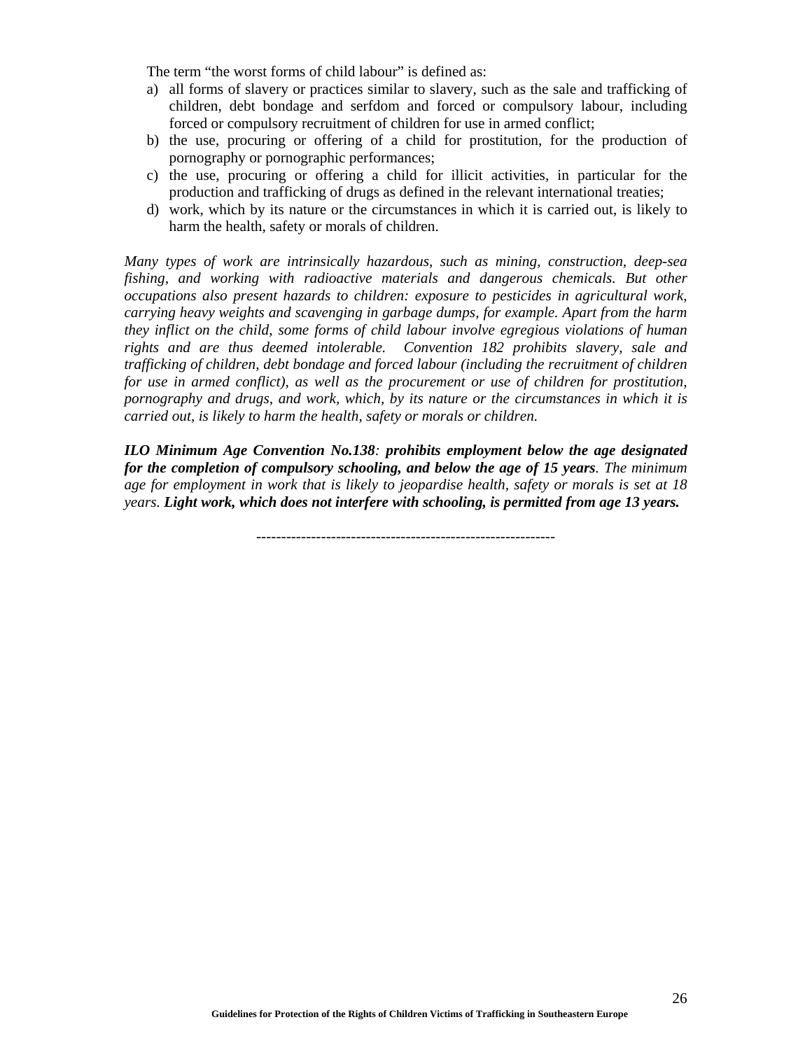The term "the worst forms of child labour" is defined as:

a) all forms of slavery or practices similar to slavery, such as the sale and trafficking of children, debt bondage and serfdom and forced or compulsory labour, including forced or compulsory recruitment of children for use in armed conflict;
b) the use, procuring or offering of a child for prostitution, for the production of pornography or pornographic performances;
c) the use, procuring or offering a child for illicit activities, in particular for the production and trafficking of drugs as defined in the relevant international treaties;
d) work, which by its nature or the circumstances in which it is carried out, is likely to harm the health, safety or morals of children.

*Many types of work are intrinsically hazardous, such as mining, construction, deep-sea fishing, and working with radioactive materials and dangerous chemicals. But other occupations also present hazards to children: exposure to pesticides in agricultural work, carrying heavy weights and scavenging in garbage dumps, for example. Apart from the harm they inflict on the child, some forms of child labour involve egregious violations of human rights and are thus deemed intolerable. Convention 182 prohibits slavery, sale and trafficking of children, debt bondage and forced labour (including the recruitment of children for use in armed conflict), as well as the procurement or use of children for prostitution, pornography and drugs, and work, which, by its nature or the circumstances in which it is carried out, is likely to harm the health, safety or morals or children.*

***ILO Minimum Age Convention No.138****:* ***prohibits employment below the age designated for the completion of compulsory schooling, and below the age of 15 years****. The minimum age for employment in work that is likely to jeopardise health, safety or morals is set at 18 years.* ***Light work, which does not interfere with schooling, is permitted from age 13 years.***

-----------------------------------------------------------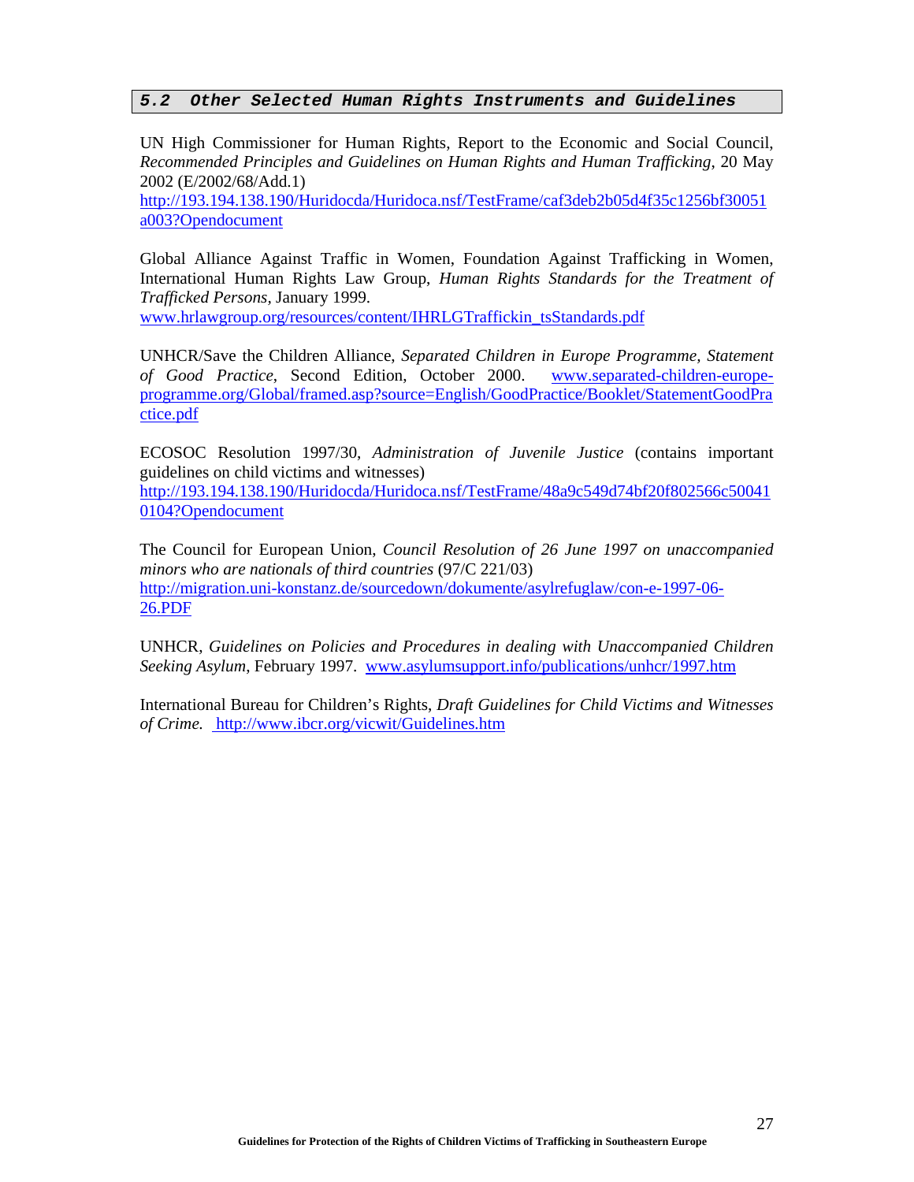## 5.2 Other Selected Human Rights Instruments and Guidelines

UN High Commissioner for Human Rights, Report to the Economic and Social Council, *Recommended Principles and Guidelines on Human Rights and Human Trafficking*, 20 May 2002 (E/2002/68/Add.1)
http://193.194.138.190/Huridocda/Huridoca.nsf/TestFrame/caf3deb2b05d4f35c1256bf30051a003?Opendocument

Global Alliance Against Traffic in Women, Foundation Against Trafficking in Women, International Human Rights Law Group, *Human Rights Standards for the Treatment of Trafficked Persons*, January 1999.
www.hrlawgroup.org/resources/content/IHRLGTraffickin_tsStandards.pdf

UNHCR/Save the Children Alliance, *Separated Children in Europe Programme, Statement of Good Practice*, Second Edition, October 2000. www.separated-children-europe-programme.org/Global/framed.asp?source=English/GoodPractice/Booklet/StatementGoodPractice.pdf

ECOSOC Resolution 1997/30, *Administration of Juvenile Justice* (contains important guidelines on child victims and witnesses)
http://193.194.138.190/Huridocda/Huridoca.nsf/TestFrame/48a9c549d74bf20f802566c500410104?Opendocument

The Council for European Union, *Council Resolution of 26 June 1997 on unaccompanied minors who are nationals of third countries* (97/C 221/03)
http://migration.uni-konstanz.de/sourcedown/dokumente/asylrefuglaw/con-e-1997-06-26.PDF

UNHCR, *Guidelines on Policies and Procedures in dealing with Unaccompanied Children Seeking Asylum*, February 1997. www.asylumsupport.info/publications/unhcr/1997.htm

International Bureau for Children's Rights, *Draft Guidelines for Child Victims and Witnesses of Crime.* http://www.ibcr.org/vicwit/Guidelines.htm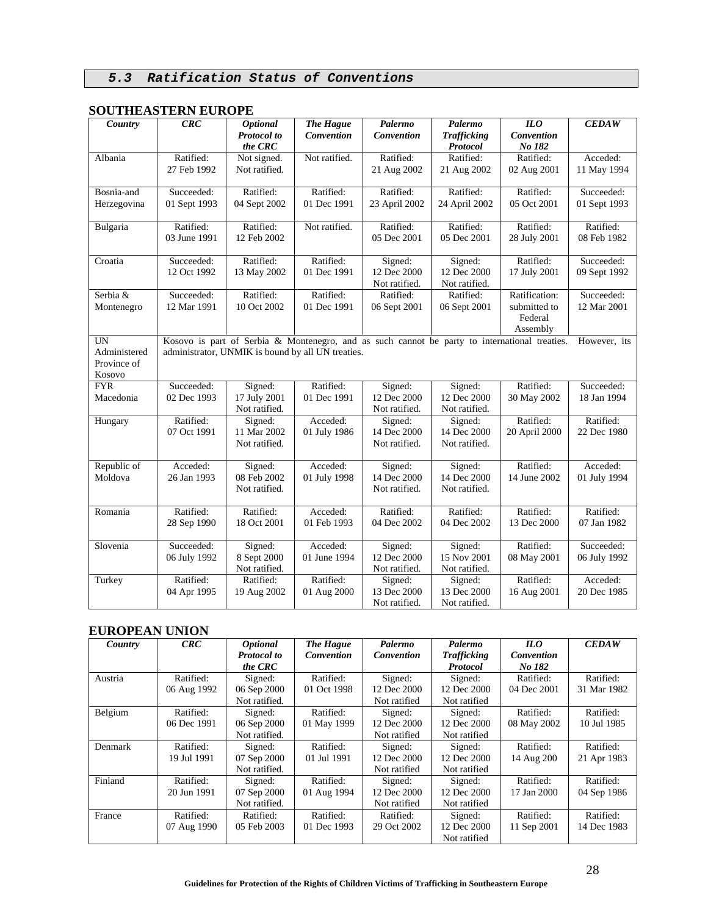### 5.3 Ratification Status of Conventions

**SOUTHEASTERN EUROPE**

| *Country* | *CRC* | *Optional Protocol to the CRC* | *The Hague Convention* | *Palermo Convention* | *Palermo Trafficking Protocol* | *ILO Convention No 182* | *CEDAW* |
|---|---|---|---|---|---|---|---|
| Albania | Ratified: 27 Feb 1992 | Not signed. Not ratified. | Not ratified. | Ratified: 21 Aug 2002 | Ratified: 21 Aug 2002 | Ratified: 02 Aug 2001 | Acceded: 11 May 1994 |
| Bosnia-and Herzegovina | Succeeded: 01 Sept 1993 | Ratified: 04 Sept 2002 | Ratified: 01 Dec 1991 | Ratified: 23 April 2002 | Ratified: 24 April 2002 | Ratified: 05 Oct 2001 | Succeeded: 01 Sept 1993 |
| Bulgaria | Ratified: 03 June 1991 | Ratified: 12 Feb 2002 | Not ratified. | Ratified: 05 Dec 2001 | Ratified: 05 Dec 2001 | Ratified: 28 July 2001 | Ratified: 08 Feb 1982 |
| Croatia | Succeeded: 12 Oct 1992 | Ratified: 13 May 2002 | Ratified: 01 Dec 1991 | Signed: 12 Dec 2000 Not ratified. | Signed: 12 Dec 2000 Not ratified. | Ratified: 17 July 2001 | Succeeded: 09 Sept 1992 |
| Serbia & Montenegro | Succeeded: 12 Mar 1991 | Ratified: 10 Oct 2002 | Ratified: 01 Dec 1991 | Ratified: 06 Sept 2001 | Ratified: 06 Sept 2001 | Ratification: submitted to Federal Assembly | Succeeded: 12 Mar 2001 |
| UN Administered Province of Kosovo | Kosovo is part of Serbia & Montenegro, and as such cannot be party to international treaties. However, its administrator, UNMIK is bound by all UN treaties. | | | | | | |
| FYR Macedonia | Succeeded: 02 Dec 1993 | Signed: 17 July 2001 Not ratified. | Ratified: 01 Dec 1991 | Signed: 12 Dec 2000 Not ratified. | Signed: 12 Dec 2000 Not ratified. | Ratified: 30 May 2002 | Succeeded: 18 Jan 1994 |
| Hungary | Ratified: 07 Oct 1991 | Signed: 11 Mar 2002 Not ratified. | Acceded: 01 July 1986 | Signed: 14 Dec 2000 Not ratified. | Signed: 14 Dec 2000 Not ratified. | Ratified: 20 April 2000 | Ratified: 22 Dec 1980 |
| Republic of Moldova | Acceded: 26 Jan 1993 | Signed: 08 Feb 2002 Not ratified. | Acceded: 01 July 1998 | Signed: 14 Dec 2000 Not ratified. | Signed: 14 Dec 2000 Not ratified. | Ratified: 14 June 2002 | Acceded: 01 July 1994 |
| Romania | Ratified: 28 Sep 1990 | Ratified: 18 Oct 2001 | Acceded: 01 Feb 1993 | Ratified: 04 Dec 2002 | Ratified: 04 Dec 2002 | Ratified: 13 Dec 2000 | Ratified: 07 Jan 1982 |
| Slovenia | Succeeded: 06 July 1992 | Signed: 8 Sept 2000 Not ratified. | Acceded: 01 June 1994 | Signed: 12 Dec 2000 Not ratified. | Signed: 15 Nov 2001 Not ratified. | Ratified: 08 May 2001 | Succeeded: 06 July 1992 |
| Turkey | Ratified: 04 Apr 1995 | Ratified: 19 Aug 2002 | Ratified: 01 Aug 2000 | Signed: 13 Dec 2000 Not ratified. | Signed: 13 Dec 2000 Not ratified. | Ratified: 16 Aug 2001 | Acceded: 20 Dec 1985 |

**EUROPEAN UNION**

| *Country* | *CRC* | *Optional Protocol to the CRC* | *The Hague Convention* | *Palermo Convention* | *Palermo Trafficking Protocol* | *ILO Convention No 182* | *CEDAW* |
|---|---|---|---|---|---|---|---|
| Austria | Ratified: 06 Aug 1992 | Signed: 06 Sep 2000 Not ratified. | Ratified: 01 Oct 1998 | Signed: 12 Dec 2000 Not ratified | Signed: 12 Dec 2000 Not ratified | Ratified: 04 Dec 2001 | Ratified: 31 Mar 1982 |
| Belgium | Ratified: 06 Dec 1991 | Signed: 06 Sep 2000 Not ratified. | Ratified: 01 May 1999 | Signed: 12 Dec 2000 Not ratified | Signed: 12 Dec 2000 Not ratified | Ratified: 08 May 2002 | Ratified: 10 Jul 1985 |
| Denmark | Ratified: 19 Jul 1991 | Signed: 07 Sep 2000 Not ratified. | Ratified: 01 Jul 1991 | Signed: 12 Dec 2000 Not ratified | Signed: 12 Dec 2000 Not ratified | Ratified: 14 Aug 200 | Ratified: 21 Apr 1983 |
| Finland | Ratified: 20 Jun 1991 | Signed: 07 Sep 2000 Not ratified. | Ratified: 01 Aug 1994 | Signed: 12 Dec 2000 Not ratified | Signed: 12 Dec 2000 Not ratified | Ratified: 17 Jan 2000 | Ratified: 04 Sep 1986 |
| France | Ratified: 07 Aug 1990 | Ratified: 05 Feb 2003 | Ratified: 01 Dec 1993 | Ratified: 29 Oct 2002 | Signed: 12 Dec 2000 Not ratified | Ratified: 11 Sep 2001 | Ratified: 14 Dec 1983 |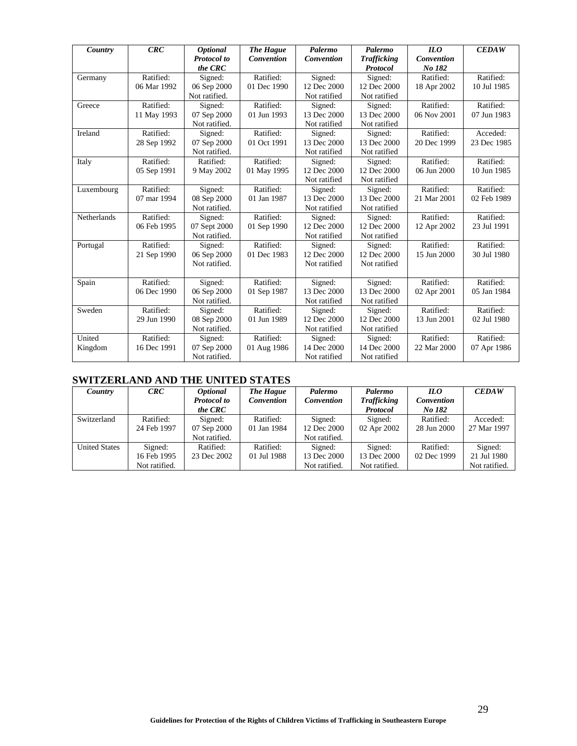| *Country* | *CRC* | *Optional Protocol to the CRC* | *The Hague Convention* | *Palermo Convention* | *Palermo Trafficking Protocol* | *ILO Convention No 182* | *CEDAW* |
|---|---|---|---|---|---|---|---|
| Germany | Ratified: 06 Mar 1992 | Signed: 06 Sep 2000 Not ratified. | Ratified: 01 Dec 1990 | Signed: 12 Dec 2000 Not ratified | Signed: 12 Dec 2000 Not ratified | Ratified: 18 Apr 2002 | Ratified: 10 Jul 1985 |
| Greece | Ratified: 11 May 1993 | Signed: 07 Sep 2000 Not ratified. | Ratified: 01 Jun 1993 | Signed: 13 Dec 2000 Not ratified | Signed: 13 Dec 2000 Not ratified | Ratified: 06 Nov 2001 | Ratified: 07 Jun 1983 |
| Ireland | Ratified: 28 Sep 1992 | Signed: 07 Sep 2000 Not ratified. | Ratified: 01 Oct 1991 | Signed: 13 Dec 2000 Not ratified | Signed: 13 Dec 2000 Not ratified | Ratified: 20 Dec 1999 | Acceded: 23 Dec 1985 |
| Italy | Ratified: 05 Sep 1991 | Ratified: 9 May 2002 | Ratified: 01 May 1995 | Signed: 12 Dec 2000 Not ratified | Signed: 12 Dec 2000 Not ratified | Ratified: 06 Jun 2000 | Ratified: 10 Jun 1985 |
| Luxembourg | Ratified: 07 mar 1994 | Signed: 08 Sep 2000 Not ratified. | Ratified: 01 Jan 1987 | Signed: 13 Dec 2000 Not ratified | Signed: 13 Dec 2000 Not ratified | Ratified: 21 Mar 2001 | Ratified: 02 Feb 1989 |
| Netherlands | Ratified: 06 Feb 1995 | Signed: 07 Sept 2000 Not ratified. | Ratified: 01 Sep 1990 | Signed: 12 Dec 2000 Not ratified | Signed: 12 Dec 2000 Not ratified | Ratified: 12 Apr 2002 | Ratified: 23 Jul 1991 |
| Portugal | Ratified: 21 Sep 1990 | Signed: 06 Sep 2000 Not ratified. | Ratified: 01 Dec 1983 | Signed: 12 Dec 2000 Not ratified | Signed: 12 Dec 2000 Not ratified | Ratified: 15 Jun 2000 | Ratified: 30 Jul 1980 |
| Spain | Ratified: 06 Dec 1990 | Signed: 06 Sep 2000 Not ratified. | Ratified: 01 Sep 1987 | Signed: 13 Dec 2000 Not ratified | Signed: 13 Dec 2000 Not ratified | Ratified: 02 Apr 2001 | Ratified: 05 Jan 1984 |
| Sweden | Ratified: 29 Jun 1990 | Signed: 08 Sep 2000 Not ratified. | Ratified: 01 Jun 1989 | Signed: 12 Dec 2000 Not ratified | Signed: 12 Dec 2000 Not ratified | Ratified: 13 Jun 2001 | Ratified: 02 Jul 1980 |
| United Kingdom | Ratified: 16 Dec 1991 | Signed: 07 Sep 2000 Not ratified. | Ratified: 01 Aug 1986 | Signed: 14 Dec 2000 Not ratified | Signed: 14 Dec 2000 Not ratified | Ratified: 22 Mar 2000 | Ratified: 07 Apr 1986 |

## SWITZERLAND AND THE UNITED STATES

| *Country* | *CRC* | *Optional Protocol to the CRC* | *The Hague Convention* | *Palermo Convention* | *Palermo Trafficking Protocol* | *ILO Convention No 182* | *CEDAW* |
|---|---|---|---|---|---|---|---|
| Switzerland | Ratified: 24 Feb 1997 | Signed: 07 Sep 2000 Not ratified. | Ratified: 01 Jan 1984 | Signed: 12 Dec 2000 Not ratified. | Signed: 02 Apr 2002 | Ratified: 28 Jun 2000 | Acceded: 27 Mar 1997 |
| United States | Signed: 16 Feb 1995 Not ratified. | Ratified: 23 Dec 2002 | Ratified: 01 Jul 1988 | Signed: 13 Dec 2000 Not ratified. | Signed: 13 Dec 2000 Not ratified. | Ratified: 02 Dec 1999 | Signed: 21 Jul 1980 Not ratified. |